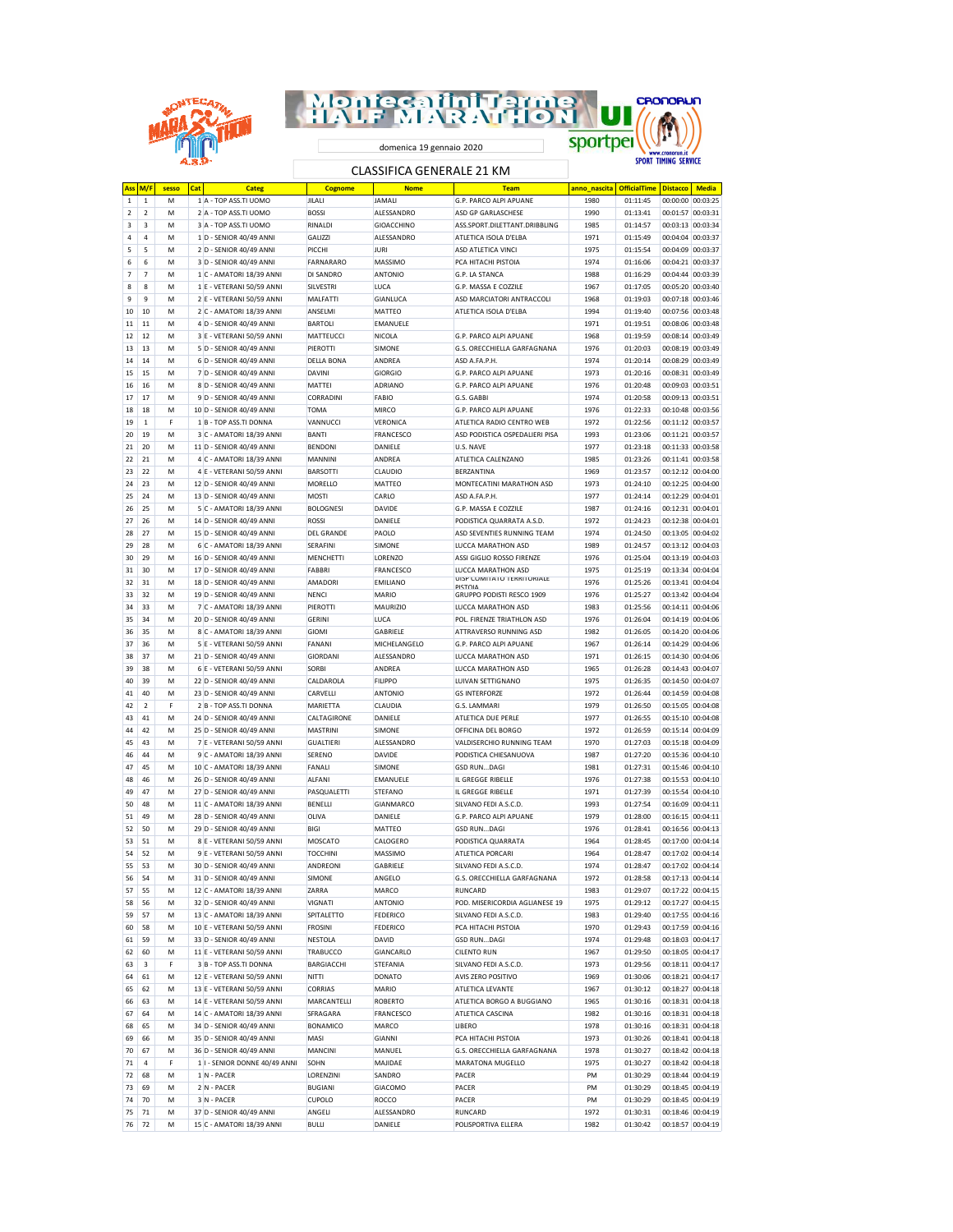# Montecatini Terme HALF MARATHON

domenica 19 gennaio 2020

## CLASSIFICA GENERALE 21 KM

| Ass | M/F | sesso | Cat | Categ | Cognome | Nome | Team | anno_nascita | OfficialTime | Distacco | Media |
|---|---|---|---|---|---|---|---|---|---|---|---|
| 1 | 1 | M | 1 | A - TOP ASS.TI UOMO | JILALI | JAMALI | G.P. PARCO ALPI APUANE | 1980 | 01:11:45 | 00:00:00 | 00:03:25 |
| 2 | 2 | M | 2 | A - TOP ASS.TI UOMO | BOSSI | ALESSANDRO | ASD GP GARLASCHESE | 1990 | 01:13:41 | 00:01:57 | 00:03:31 |
| 3 | 3 | M | 3 | A - TOP ASS.TI UOMO | RINALDI | GIOACCHINO | ASS.SPORT.DILETTANT.DRIBBLING | 1985 | 01:14:57 | 00:03:13 | 00:03:34 |
| 4 | 4 | M | 1 | D - SENIOR 40/49 ANNI | GALIZZI | ALESSANDRO | ATLETICA ISOLA D'ELBA | 1971 | 01:15:49 | 00:04:04 | 00:03:37 |
| 5 | 5 | M | 2 | D - SENIOR 40/49 ANNI | PICCHI | JURI | ASD ATLETICA VINCI | 1975 | 01:15:54 | 00:04:09 | 00:03:37 |
| 6 | 6 | M | 3 | D - SENIOR 40/49 ANNI | FARNARARO | MASSIMO | PCA HITACHI PISTOIA | 1974 | 01:16:06 | 00:04:21 | 00:03:37 |
| 7 | 7 | M | 1 | C - AMATORI 18/39 ANNI | DI SANDRO | ANTONIO | G.P. LA STANCA | 1988 | 01:16:29 | 00:04:44 | 00:03:39 |
| 8 | 8 | M | 1 | E - VETERANI 50/59 ANNI | SILVESTRI | LUCA | G.P. MASSA E COZZILE | 1967 | 01:17:05 | 00:05:20 | 00:03:40 |
| 9 | 9 | M | 2 | E - VETERANI 50/59 ANNI | MALFATTI | GIANLUCA | ASD MARCIATORI ANTRACCOLI | 1968 | 01:19:03 | 00:07:18 | 00:03:46 |
| 10 | 10 | M | 2 | C - AMATORI 18/39 ANNI | ANSELMI | MATTEO | ATLETICA ISOLA D'ELBA | 1994 | 01:19:40 | 00:07:56 | 00:03:48 |
| 11 | 11 | M | 4 | D - SENIOR 40/49 ANNI | BARTOLI | EMANUELE | | 1971 | 01:19:51 | 00:08:06 | 00:03:48 |
| 12 | 12 | M | 3 | E - VETERANI 50/59 ANNI | MATTEUCCI | NICOLA | G.P. PARCO ALPI APUANE | 1968 | 01:19:59 | 00:08:14 | 00:03:49 |
| 13 | 13 | M | 5 | D - SENIOR 40/49 ANNI | PIEROTTI | SIMONE | G.S. ORECCHIELLA GARFAGNANA | 1976 | 01:20:03 | 00:08:19 | 00:03:49 |
| 14 | 14 | M | 6 | D - SENIOR 40/49 ANNI | DELLA BONA | ANDREA | ASD A.FA.P.H. | 1974 | 01:20:14 | 00:08:29 | 00:03:49 |
| 15 | 15 | M | 7 | D - SENIOR 40/49 ANNI | DAVINI | GIORGIO | G.P. PARCO ALPI APUANE | 1973 | 01:20:16 | 00:08:31 | 00:03:49 |
| 16 | 16 | M | 8 | D - SENIOR 40/49 ANNI | MATTEI | ADRIANO | G.P. PARCO ALPI APUANE | 1976 | 01:20:48 | 00:09:03 | 00:03:51 |
| 17 | 17 | M | 9 | D - SENIOR 40/49 ANNI | CORRADINI | FABIO | G.S. GABBI | 1974 | 01:20:58 | 00:09:13 | 00:03:51 |
| 18 | 18 | M | 10 | D - SENIOR 40/49 ANNI | TOMA | MIRCO | G.P. PARCO ALPI APUANE | 1976 | 01:22:33 | 00:10:48 | 00:03:56 |
| 19 | 1 | F | 1 | B - TOP ASS.TI DONNA | VANNUCCI | VERONICA | ATLETICA RADIO CENTRO WEB | 1972 | 01:22:56 | 00:11:12 | 00:03:57 |
| 20 | 19 | M | 3 | C - AMATORI 18/39 ANNI | BANTI | FRANCESCO | ASD PODISTICA OSPEDALIERI PISA | 1993 | 01:23:06 | 00:11:21 | 00:03:57 |
| 21 | 20 | M | 11 | D - SENIOR 40/49 ANNI | BENDONI | DANIELE | U.S. NAVE | 1977 | 01:23:18 | 00:11:33 | 00:03:58 |
| 22 | 21 | M | 4 | C - AMATORI 18/39 ANNI | MANNINI | ANDREA | ATLETICA CALENZANO | 1985 | 01:23:26 | 00:11:41 | 00:03:58 |
| 23 | 22 | M | 4 | E - VETERANI 50/59 ANNI | BARSOTTI | CLAUDIO | BERZANTINA | 1969 | 01:23:57 | 00:12:12 | 00:04:00 |
| 24 | 23 | M | 12 | D - SENIOR 40/49 ANNI | MORELLO | MATTEO | MONTECATINI MARATHON ASD | 1973 | 01:24:10 | 00:12:25 | 00:04:00 |
| 25 | 24 | M | 13 | D - SENIOR 40/49 ANNI | MOSTI | CARLO | ASD A.FA.P.H. | 1977 | 01:24:14 | 00:12:29 | 00:04:01 |
| 26 | 25 | M | 5 | C - AMATORI 18/39 ANNI | BOLOGNESI | DAVIDE | G.P. MASSA E COZZILE | 1987 | 01:24:16 | 00:12:31 | 00:04:01 |
| 27 | 26 | M | 14 | D - SENIOR 40/49 ANNI | ROSSI | DANIELE | PODISTICA QUARRATA A.S.D. | 1972 | 01:24:23 | 00:12:38 | 00:04:01 |
| 28 | 27 | M | 15 | D - SENIOR 40/49 ANNI | DEL GRANDE | PAOLO | ASD SEVENTIES RUNNING TEAM | 1974 | 01:24:50 | 00:13:05 | 00:04:02 |
| 29 | 28 | M | 6 | C - AMATORI 18/39 ANNI | SERAFINI | SIMONE | LUCCA MARATHON ASD | 1989 | 01:24:57 | 00:13:12 | 00:04:03 |
| 30 | 29 | M | 16 | D - SENIOR 40/49 ANNI | MENCHETTI | LORENZO | ASSI GIGLIO ROSSO FIRENZE | 1976 | 01:25:04 | 00:13:19 | 00:04:03 |
| 31 | 30 | M | 17 | D - SENIOR 40/49 ANNI | FABBRI | FRANCESCO | LUCCA MARATHON ASD | 1975 | 01:25:19 | 00:13:34 | 00:04:04 |
| 32 | 31 | M | 18 | D - SENIOR 40/49 ANNI | AMADORI | EMILIANO | UISP COMITATO TERRITORIALE PISTOIA | 1976 | 01:25:26 | 00:13:41 | 00:04:04 |
| 33 | 32 | M | 19 | D - SENIOR 40/49 ANNI | NENCI | MARIO | GRUPPO PODISTI RESCO 1909 | 1976 | 01:25:27 | 00:13:42 | 00:04:04 |
| 34 | 33 | M | 7 | C - AMATORI 18/39 ANNI | PIEROTTI | MAURIZIO | LUCCA MARATHON ASD | 1983 | 01:25:56 | 00:14:11 | 00:04:06 |
| 35 | 34 | M | 20 | D - SENIOR 40/49 ANNI | GERINI | LUCA | POL. FIRENZE TRIATHLON ASD | 1976 | 01:26:04 | 00:14:19 | 00:04:06 |
| 36 | 35 | M | 8 | C - AMATORI 18/39 ANNI | GIOMI | GABRIELE | ATTRAVERSO RUNNING ASD | 1982 | 01:26:05 | 00:14:20 | 00:04:06 |
| 37 | 36 | M | 5 | E - VETERANI 50/59 ANNI | FANANI | MICHELANGELO | G.P. PARCO ALPI APUANE | 1967 | 01:26:14 | 00:14:29 | 00:04:06 |
| 38 | 37 | M | 21 | D - SENIOR 40/49 ANNI | GIORDANI | ALESSANDRO | LUCCA MARATHON ASD | 1971 | 01:26:15 | 00:14:30 | 00:04:06 |
| 39 | 38 | M | 6 | E - VETERANI 50/59 ANNI | SORBI | ANDREA | LUCCA MARATHON ASD | 1965 | 01:26:28 | 00:14:43 | 00:04:07 |
| 40 | 39 | M | 22 | D - SENIOR 40/49 ANNI | CALDAROLA | FILIPPO | LUIVAN SETTIGNANO | 1975 | 01:26:35 | 00:14:50 | 00:04:07 |
| 41 | 40 | M | 23 | D - SENIOR 40/49 ANNI | CARVELLI | ANTONIO | GS INTERFORZE | 1972 | 01:26:44 | 00:14:59 | 00:04:08 |
| 42 | 2 | F | 2 | B - TOP ASS.TI DONNA | MARIETTA | CLAUDIA | G.S. LAMMARI | 1979 | 01:26:50 | 00:15:05 | 00:04:08 |
| 43 | 41 | M | 24 | D - SENIOR 40/49 ANNI | CALTAGIRONE | DANIELE | ATLETICA DUE PERLE | 1977 | 01:26:55 | 00:15:10 | 00:04:08 |
| 44 | 42 | M | 25 | D - SENIOR 40/49 ANNI | MASTRINI | SIMONE | OFFICINA DEL BORGO | 1972 | 01:26:59 | 00:15:14 | 00:04:09 |
| 45 | 43 | M | 7 | E - VETERANI 50/59 ANNI | GUALTIERI | ALESSANDRO | VALDISERCHIO RUNNING TEAM | 1970 | 01:27:03 | 00:15:18 | 00:04:09 |
| 46 | 44 | M | 9 | C - AMATORI 18/39 ANNI | SERENO | DAVIDE | PODISTICA CHIESANUOVA | 1987 | 01:27:20 | 00:15:36 | 00:04:10 |
| 47 | 45 | M | 10 | C - AMATORI 18/39 ANNI | FANALI | SIMONE | GSD RUN...DAGI | 1981 | 01:27:31 | 00:15:46 | 00:04:10 |
| 48 | 46 | M | 26 | D - SENIOR 40/49 ANNI | ALFANI | EMANUELE | IL GREGGE RIBELLE | 1976 | 01:27:38 | 00:15:53 | 00:04:10 |
| 49 | 47 | M | 27 | D - SENIOR 40/49 ANNI | PASQUALETTI | STEFANO | IL GREGGE RIBELLE | 1971 | 01:27:39 | 00:15:54 | 00:04:10 |
| 50 | 48 | M | 11 | C - AMATORI 18/39 ANNI | BENELLI | GIANMARCO | SILVANO FEDI A.S.C.D. | 1993 | 01:27:54 | 00:16:09 | 00:04:11 |
| 51 | 49 | M | 28 | D - SENIOR 40/49 ANNI | OLIVA | DANIELE | G.P. PARCO ALPI APUANE | 1979 | 01:28:00 | 00:16:15 | 00:04:11 |
| 52 | 50 | M | 29 | D - SENIOR 40/49 ANNI | BIGI | MATTEO | GSD RUN...DAGI | 1976 | 01:28:41 | 00:16:56 | 00:04:13 |
| 53 | 51 | M | 8 | E - VETERANI 50/59 ANNI | MOSCATO | CALOGERO | PODISTICA QUARRATA | 1964 | 01:28:45 | 00:17:00 | 00:04:14 |
| 54 | 52 | M | 9 | E - VETERANI 50/59 ANNI | TOCCHINI | MASSIMO | ATLETICA PORCARI | 1964 | 01:28:47 | 00:17:02 | 00:04:14 |
| 55 | 53 | M | 30 | D - SENIOR 40/49 ANNI | ANDREONI | GABRIELE | SILVANO FEDI A.S.C.D. | 1974 | 01:28:47 | 00:17:02 | 00:04:14 |
| 56 | 54 | M | 31 | D - SENIOR 40/49 ANNI | SIMONE | ANGELO | G.S. ORECCHIELLA GARFAGNANA | 1972 | 01:28:58 | 00:17:13 | 00:04:14 |
| 57 | 55 | M | 12 | C - AMATORI 18/39 ANNI | ZARRA | MARCO | RUNCARD | 1983 | 01:29:07 | 00:17:22 | 00:04:15 |
| 58 | 56 | M | 32 | D - SENIOR 40/49 ANNI | VIGNATI | ANTONIO | POD. MISERICORDIA AGLIANESE 19 | 1975 | 01:29:12 | 00:17:27 | 00:04:15 |
| 59 | 57 | M | 13 | C - AMATORI 18/39 ANNI | SPITALETTO | FEDERICO | SILVANO FEDI A.S.C.D. | 1983 | 01:29:40 | 00:17:55 | 00:04:16 |
| 60 | 58 | M | 10 | E - VETERANI 50/59 ANNI | FROSINI | FEDERICO | PCA HITACHI PISTOIA | 1970 | 01:29:43 | 00:17:59 | 00:04:16 |
| 61 | 59 | M | 33 | D - SENIOR 40/49 ANNI | NESTOLA | DAVID | GSD RUN...DAGI | 1974 | 01:29:48 | 00:18:03 | 00:04:17 |
| 62 | 60 | M | 11 | E - VETERANI 50/59 ANNI | TRABUCCO | GIANCARLO | CILENTO RUN | 1967 | 01:29:50 | 00:18:05 | 00:04:17 |
| 63 | 3 | F | 3 | B - TOP ASS.TI DONNA | BARGIACCHI | STEFANIA | SILVANO FEDI A.S.C.D. | 1973 | 01:29:56 | 00:18:11 | 00:04:17 |
| 64 | 61 | M | 12 | E - VETERANI 50/59 ANNI | NITTI | DONATO | AVIS ZERO POSITIVO | 1969 | 01:30:06 | 00:18:21 | 00:04:17 |
| 65 | 62 | M | 13 | E - VETERANI 50/59 ANNI | CORRIAS | MARIO | ATLETICA LEVANTE | 1967 | 01:30:12 | 00:18:27 | 00:04:18 |
| 66 | 63 | M | 14 | E - VETERANI 50/59 ANNI | MARCANTELLI | ROBERTO | ATLETICA BORGO A BUGGIANO | 1965 | 01:30:16 | 00:18:31 | 00:04:18 |
| 67 | 64 | M | 14 | C - AMATORI 18/39 ANNI | SFRAGARA | FRANCESCO | ATLETICA CASCINA | 1982 | 01:30:16 | 00:18:31 | 00:04:18 |
| 68 | 65 | M | 34 | D - SENIOR 40/49 ANNI | BONAMICO | MARCO | LIBERO | 1978 | 01:30:16 | 00:18:31 | 00:04:18 |
| 69 | 66 | M | 35 | D - SENIOR 40/49 ANNI | MASI | GIANNI | PCA HITACHI PISTOIA | 1973 | 01:30:26 | 00:18:41 | 00:04:18 |
| 70 | 67 | M | 36 | D - SENIOR 40/49 ANNI | MANCINI | MANUEL | G.S. ORECCHIELLA GARFAGNANA | 1978 | 01:30:27 | 00:18:42 | 00:04:18 |
| 71 | 4 | F | 1 | I - SENIOR DONNE 40/49 ANNI | SOHN | MAJIDAE | MARATONA MUGELLO | 1975 | 01:30:27 | 00:18:42 | 00:04:18 |
| 72 | 68 | M | 1 | N - PACER | LORENZINI | SANDRO | PACER | PM | 01:30:29 | 00:18:44 | 00:04:19 |
| 73 | 69 | M | 2 | N - PACER | BUGIANI | GIACOMO | PACER | PM | 01:30:29 | 00:18:45 | 00:04:19 |
| 74 | 70 | M | 3 | N - PACER | CUPOLO | ROCCO | PACER | PM | 01:30:29 | 00:18:45 | 00:04:19 |
| 75 | 71 | M | 37 | D - SENIOR 40/49 ANNI | ANGELI | ALESSANDRO | RUNCARD | 1972 | 01:30:31 | 00:18:46 | 00:04:19 |
| 76 | 72 | M | 15 | C - AMATORI 18/39 ANNI | BULLI | DANIELE | POLISPORTIVA ELLERA | 1982 | 01:30:42 | 00:18:57 | 00:04:19 |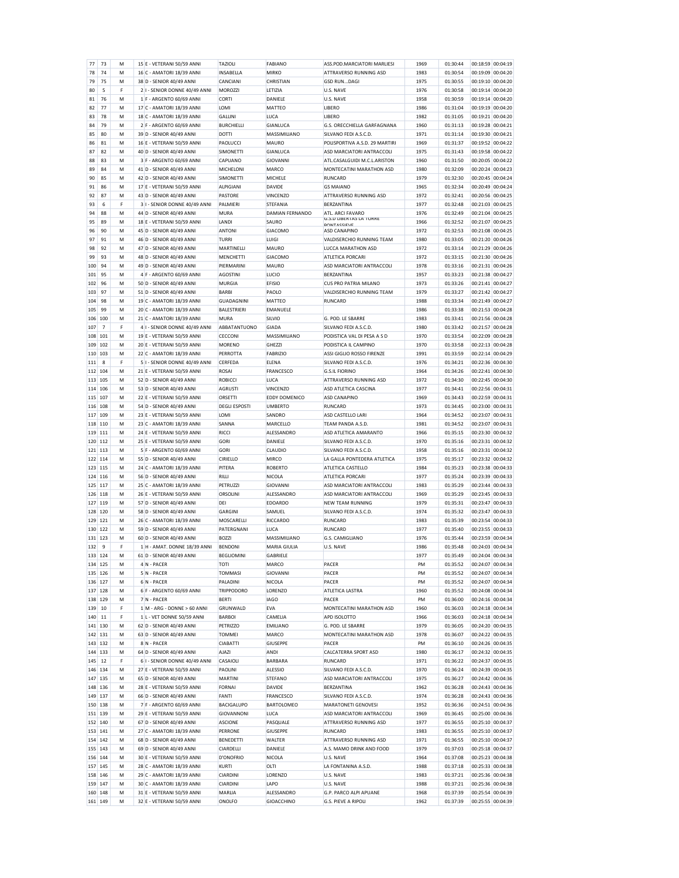| 77 | 73 | M | 15 | E - VETERANI 50/59 ANNI | TAZIOLI | FABIANO | ASS.POD.MARCIATORI MARLIESI | 1969 | 01:30:44 | 00:18:59 | 00:04:19 |
|---|---|---|---|---|---|---|---|---|---|---|---|
| 78 | 74 | M | 16 | C - AMATORI 18/39 ANNI | INSABELLA | MIRKO | ATTRAVERSO RUNNING ASD | 1983 | 01:30:54 | 00:19:09 | 00:04:20 |
| 79 | 75 | M | 38 | D - SENIOR 40/49 ANNI | CANCIANI | CHRISTIAN | GSD RUN...DAGI | 1975 | 01:30:55 | 00:19:10 | 00:04:20 |
| 80 | 5 | F | 2 | I - SENIOR DONNE 40/49 ANNI | MOROZZI | LETIZIA | U.S. NAVE | 1976 | 01:30:58 | 00:19:14 | 00:04:20 |
| 81 | 76 | M | 1 | F - ARGENTO 60/69 ANNI | CORTI | DANIELE | U.S. NAVE | 1958 | 01:30:59 | 00:19:14 | 00:04:20 |
| 82 | 77 | M | 17 | C - AMATORI 18/39 ANNI | LOMI | MATTEO | LIBERO | 1986 | 01:31:04 | 00:19:19 | 00:04:20 |
| 83 | 78 | M | 18 | C - AMATORI 18/39 ANNI | GALLINI | LUCA | LIBERO | 1982 | 01:31:05 | 00:19:21 | 00:04:20 |
| 84 | 79 | M | 2 | F - ARGENTO 60/69 ANNI | BURCHIELLI | GIANLUCA | G.S. ORECCHIELLA GARFAGNANA | 1960 | 01:31:13 | 00:19:28 | 00:04:21 |
| 85 | 80 | M | 39 | D - SENIOR 40/49 ANNI | DOTTI | MASSIMILIANO | SILVANO FEDI A.S.C.D. | 1971 | 01:31:14 | 00:19:30 | 00:04:21 |
| 86 | 81 | M | 16 | E - VETERANI 50/59 ANNI | PAOLUCCI | MAURO | POLISPORTIVA A.S.D. 29 MARTIRI | 1969 | 01:31:37 | 00:19:52 | 00:04:22 |
| 87 | 82 | M | 40 | D - SENIOR 40/49 ANNI | SIMONETTI | GIANLUCA | ASD MARCIATORI ANTRACCOLI | 1975 | 01:31:43 | 00:19:58 | 00:04:22 |
| 88 | 83 | M | 3 | F - ARGENTO 60/69 ANNI | CAPUANO | GIOVANNI | ATL.CASALGUIDI M.C.L.ARISTON | 1960 | 01:31:50 | 00:20:05 | 00:04:22 |
| 89 | 84 | M | 41 | D - SENIOR 40/49 ANNI | MICHELONI | MARCO | MONTECATINI MARATHON ASD | 1980 | 01:32:09 | 00:20:24 | 00:04:23 |
| 90 | 85 | M | 42 | D - SENIOR 40/49 ANNI | SIMONETTI | MICHELE | RUNCARD | 1979 | 01:32:30 | 00:20:45 | 00:04:24 |
| 91 | 86 | M | 17 | E - VETERANI 50/59 ANNI | ALPIGIANI | DAVIDE | GS MAIANO | 1965 | 01:32:34 | 00:20:49 | 00:04:24 |
| 92 | 87 | M | 43 | D - SENIOR 40/49 ANNI | PASTORE | VINCENZO | ATTRAVERSO RUNNING ASD | 1972 | 01:32:41 | 00:20:56 | 00:04:25 |
| 93 | 6 | F | 3 | I - SENIOR DONNE 40/49 ANNI | PALMIERI | STEFANIA | BERZANTINA | 1977 | 01:32:48 | 00:21:03 | 00:04:25 |
| 94 | 88 | M | 44 | D - SENIOR 40/49 ANNI | MURA | DAMIAN FERNANDO | ATL. ARCI FAVARO | 1976 | 01:32:49 | 00:21:04 | 00:04:25 |
| 95 | 89 | M | 18 | E - VETERANI 50/59 ANNI | LANDI | SAURO | G.S.D LIBERTAS LA TORRE PONTASSIEVE | 1966 | 01:32:52 | 00:21:07 | 00:04:25 |
| 96 | 90 | M | 45 | D - SENIOR 40/49 ANNI | ANTONI | GIACOMO | ASD CANAPINO | 1972 | 01:32:53 | 00:21:08 | 00:04:25 |
| 97 | 91 | M | 46 | D - SENIOR 40/49 ANNI | TURRI | LUIGI | VALDISERCHIO RUNNING TEAM | 1980 | 01:33:05 | 00:21:20 | 00:04:26 |
| 98 | 92 | M | 47 | D - SENIOR 40/49 ANNI | MARTINELLI | MAURO | LUCCA MARATHON ASD | 1972 | 01:33:14 | 00:21:29 | 00:04:26 |
| 99 | 93 | M | 48 | D - SENIOR 40/49 ANNI | MENCHETTI | GIACOMO | ATLETICA PORCARI | 1972 | 01:33:15 | 00:21:30 | 00:04:26 |
| 100 | 94 | M | 49 | D - SENIOR 40/49 ANNI | PIERMARINI | MAURO | ASD MARCIATORI ANTRACCOLI | 1978 | 01:33:16 | 00:21:31 | 00:04:26 |
| 101 | 95 | M | 4 | F - ARGENTO 60/69 ANNI | AGOSTINI | LUCIO | BERZANTINA | 1957 | 01:33:23 | 00:21:38 | 00:04:27 |
| 102 | 96 | M | 50 | D - SENIOR 40/49 ANNI | MURGIA | EFISIO | CUS PRO PATRIA MILANO | 1973 | 01:33:26 | 00:21:41 | 00:04:27 |
| 103 | 97 | M | 51 | D - SENIOR 40/49 ANNI | BARBI | PAOLO | VALDISERCHIO RUNNING TEAM | 1979 | 01:33:27 | 00:21:42 | 00:04:27 |
| 104 | 98 | M | 19 | C - AMATORI 18/39 ANNI | GUADAGNINI | MATTEO | RUNCARD | 1988 | 01:33:34 | 00:21:49 | 00:04:27 |
| 105 | 99 | M | 20 | C - AMATORI 18/39 ANNI | BALESTRIERI | EMANUELE | | 1986 | 01:33:38 | 00:21:53 | 00:04:28 |
| 106 | 100 | M | 21 | C - AMATORI 18/39 ANNI | MURA | SILVIO | G. POD. LE SBARRE | 1983 | 01:33:41 | 00:21:56 | 00:04:28 |
| 107 | 7 | F | 4 | I - SENIOR DONNE 40/49 ANNI | ABBATANTUONO | GIADA | SILVANO FEDI A.S.C.D. | 1980 | 01:33:42 | 00:21:57 | 00:04:28 |
| 108 | 101 | M | 19 | E - VETERANI 50/59 ANNI | CECCONI | MASSIMILIANO | PODISTICA VAL DI PESA A S D | 1970 | 01:33:54 | 00:22:09 | 00:04:28 |
| 109 | 102 | M | 20 | E - VETERANI 50/59 ANNI | MORENO | GHEZZI | PODISTICA IL CAMPINO | 1970 | 01:33:58 | 00:22:13 | 00:04:28 |
| 110 | 103 | M | 22 | C - AMATORI 18/39 ANNI | PERROTTA | FABRIZIO | ASSI GIGLIO ROSSO FIRENZE | 1991 | 01:33:59 | 00:22:14 | 00:04:29 |
| 111 | 8 | F | 5 | I - SENIOR DONNE 40/49 ANNI | CERFEDA | ELENA | SILVANO FEDI A.S.C.D. | 1976 | 01:34:21 | 00:22:36 | 00:04:30 |
| 112 | 104 | M | 21 | E - VETERANI 50/59 ANNI | ROSAI | FRANCESCO | G.S.IL FIORINO | 1964 | 01:34:26 | 00:22:41 | 00:04:30 |
| 113 | 105 | M | 52 | D - SENIOR 40/49 ANNI | ROBICCI | LUCA | ATTRAVERSO RUNNING ASD | 1972 | 01:34:30 | 00:22:45 | 00:04:30 |
| 114 | 106 | M | 53 | D - SENIOR 40/49 ANNI | AGRUSTI | VINCENZO | ASD ATLETICA CASCINA | 1977 | 01:34:41 | 00:22:56 | 00:04:31 |
| 115 | 107 | M | 22 | E - VETERANI 50/59 ANNI | ORSETTI | EDDY DOMENICO | ASD CANAPINO | 1969 | 01:34:43 | 00:22:59 | 00:04:31 |
| 116 | 108 | M | 54 | D - SENIOR 40/49 ANNI | DEGLI ESPOSTI | UMBERTO | RUNCARD | 1973 | 01:34:45 | 00:23:00 | 00:04:31 |
| 117 | 109 | M | 23 | E - VETERANI 50/59 ANNI | LOMI | SANDRO | ASD CASTELLO LARI | 1964 | 01:34:52 | 00:23:07 | 00:04:31 |
| 118 | 110 | M | 23 | C - AMATORI 18/39 ANNI | SANNA | MARCELLO | TEAM PANDA A.S.D. | 1981 | 01:34:52 | 00:23:07 | 00:04:31 |
| 119 | 111 | M | 24 | E - VETERANI 50/59 ANNI | RICCI | ALESSANDRO | ASD ATLETICA AMARANTO | 1966 | 01:35:15 | 00:23:30 | 00:04:32 |
| 120 | 112 | M | 25 | E - VETERANI 50/59 ANNI | GORI | DANIELE | SILVANO FEDI A.S.C.D. | 1970 | 01:35:16 | 00:23:31 | 00:04:32 |
| 121 | 113 | M | 5 | F - ARGENTO 60/69 ANNI | GORI | CLAUDIO | SILVANO FEDI A.S.C.D. | 1958 | 01:35:16 | 00:23:31 | 00:04:32 |
| 122 | 114 | M | 55 | D - SENIOR 40/49 ANNI | CIRIELLO | MIRCO | LA GALLA PONTEDERA ATLETICA | 1975 | 01:35:17 | 00:23:32 | 00:04:32 |
| 123 | 115 | M | 24 | C - AMATORI 18/39 ANNI | PITERA | ROBERTO | ATLETICA CASTELLO | 1984 | 01:35:23 | 00:23:38 | 00:04:33 |
| 124 | 116 | M | 56 | D - SENIOR 40/49 ANNI | RILLI | NICOLA | ATLETICA PORCARI | 1977 | 01:35:24 | 00:23:39 | 00:04:33 |
| 125 | 117 | M | 25 | C - AMATORI 18/39 ANNI | PETRUZZI | GIOVANNI | ASD MARCIATORI ANTRACCOLI | 1983 | 01:35:29 | 00:23:44 | 00:04:33 |
| 126 | 118 | M | 26 | E - VETERANI 50/59 ANNI | ORSOLINI | ALESSANDRO | ASD MARCIATORI ANTRACCOLI | 1969 | 01:35:29 | 00:23:45 | 00:04:33 |
| 127 | 119 | M | 57 | D - SENIOR 40/49 ANNI | DEI | EDOARDO | NEW TEAM RUNNING | 1979 | 01:35:31 | 00:23:47 | 00:04:33 |
| 128 | 120 | M | 58 | D - SENIOR 40/49 ANNI | GARGINI | SAMUEL | SILVANO FEDI A.S.C.D. | 1974 | 01:35:32 | 00:23:47 | 00:04:33 |
| 129 | 121 | M | 26 | C - AMATORI 18/39 ANNI | MOSCARELLI | RICCARDO | RUNCARD | 1983 | 01:35:39 | 00:23:54 | 00:04:33 |
| 130 | 122 | M | 59 | D - SENIOR 40/49 ANNI | PATERGNANI | LUCA | RUNCARD | 1977 | 01:35:40 | 00:23:55 | 00:04:33 |
| 131 | 123 | M | 60 | D - SENIOR 40/49 ANNI | BOZZI | MASSIMILIANO | G.S. CAMIGLIANO | 1976 | 01:35:44 | 00:23:59 | 00:04:34 |
| 132 | 9 | F | 1 | H - AMAT. DONNE 18/39 ANNI | BENDONI | MARIA GIULIA | U.S. NAVE | 1986 | 01:35:48 | 00:24:03 | 00:04:34 |
| 133 | 124 | M | 61 | D - SENIOR 40/49 ANNI | BEGLIOMINI | GABRIELE | | 1977 | 01:35:49 | 00:24:04 | 00:04:34 |
| 134 | 125 | M | 4 | N - PACER | TOTI | MARCO | PACER | PM | 01:35:52 | 00:24:07 | 00:04:34 |
| 135 | 126 | M | 5 | N - PACER | TOMMASI | GIOVANNI | PACER | PM | 01:35:52 | 00:24:07 | 00:04:34 |
| 136 | 127 | M | 6 | N - PACER | PALADINI | NICOLA | PACER | PM | 01:35:52 | 00:24:07 | 00:04:34 |
| 137 | 128 | M | 6 | F - ARGENTO 60/69 ANNI | TRIPPODORO | LORENZO | ATLETICA LASTRA | 1960 | 01:35:52 | 00:24:08 | 00:04:34 |
| 138 | 129 | M | 7 | N - PACER | BERTI | IAGO | PACER | PM | 01:36:00 | 00:24:16 | 00:04:34 |
| 139 | 10 | F | 1 | M - ARG - DONNE > 60 ANNI | GRUNWALD | EVA | MONTECATINI MARATHON ASD | 1960 | 01:36:03 | 00:24:18 | 00:04:34 |
| 140 | 11 | F | 1 | L - VET DONNE 50/59 ANNI | BARBOI | CAMELIA | APD ISOLOTTO | 1966 | 01:36:03 | 00:24:18 | 00:04:34 |
| 141 | 130 | M | 62 | D - SENIOR 40/49 ANNI | PETRIZZO | EMILIANO | G. POD. LE SBARRE | 1979 | 01:36:05 | 00:24:20 | 00:04:35 |
| 142 | 131 | M | 63 | D - SENIOR 40/49 ANNI | TOMMEI | MARCO | MONTECATINI MARATHON ASD | 1978 | 01:36:07 | 00:24:22 | 00:04:35 |
| 143 | 132 | M | 8 | N - PACER | CIABATTI | GIUSEPPE | PACER | PM | 01:36:10 | 00:24:26 | 00:04:35 |
| 144 | 133 | M | 64 | D - SENIOR 40/49 ANNI | AJAZI | ANDI | CALCATERRA SPORT ASD | 1980 | 01:36:17 | 00:24:32 | 00:04:35 |
| 145 | 12 | F | 6 | I - SENIOR DONNE 40/49 ANNI | CASAIOLI | BARBARA | RUNCARD | 1971 | 01:36:22 | 00:24:37 | 00:04:35 |
| 146 | 134 | M | 27 | E - VETERANI 50/59 ANNI | PAOLINI | ALESSIO | SILVANO FEDI A.S.C.D. | 1970 | 01:36:24 | 00:24:39 | 00:04:35 |
| 147 | 135 | M | 65 | D - SENIOR 40/49 ANNI | MARTINI | STEFANO | ASD MARCIATORI ANTRACCOLI | 1975 | 01:36:27 | 00:24:42 | 00:04:36 |
| 148 | 136 | M | 28 | E - VETERANI 50/59 ANNI | FORNAI | DAVIDE | BERZANTINA | 1962 | 01:36:28 | 00:24:43 | 00:04:36 |
| 149 | 137 | M | 66 | D - SENIOR 40/49 ANNI | FANTI | FRANCESCO | SILVANO FEDI A.S.C.D. | 1974 | 01:36:28 | 00:24:43 | 00:04:36 |
| 150 | 138 | M | 7 | F - ARGENTO 60/69 ANNI | BACIGALUPO | BARTOLOMEO | MARATONETI GENOVESI | 1952 | 01:36:36 | 00:24:51 | 00:04:36 |
| 151 | 139 | M | 29 | E - VETERANI 50/59 ANNI | GIOVANNONI | LUCA | ASD MARCIATORI ANTRACCOLI | 1969 | 01:36:45 | 00:25:00 | 00:04:36 |
| 152 | 140 | M | 67 | D - SENIOR 40/49 ANNI | ASCIONE | PASQUALE | ATTRAVERSO RUNNING ASD | 1977 | 01:36:55 | 00:25:10 | 00:04:37 |
| 153 | 141 | M | 27 | C - AMATORI 18/39 ANNI | PERRONE | GIUSEPPE | RUNCARD | 1983 | 01:36:55 | 00:25:10 | 00:04:37 |
| 154 | 142 | M | 68 | D - SENIOR 40/49 ANNI | BENEDETTI | WALTER | ATTRAVERSO RUNNING ASD | 1971 | 01:36:55 | 00:25:10 | 00:04:37 |
| 155 | 143 | M | 69 | D - SENIOR 40/49 ANNI | CIARDELLI | DANIELE | A.S. MAMO DRINK AND FOOD | 1979 | 01:37:03 | 00:25:18 | 00:04:37 |
| 156 | 144 | M | 30 | E - VETERANI 50/59 ANNI | D'ONOFRIO | NICOLA | U.S. NAVE | 1964 | 01:37:08 | 00:25:23 | 00:04:38 |
| 157 | 145 | M | 28 | C - AMATORI 18/39 ANNI | KURTI | OLTI | LA FONTANINA A.S.D. | 1988 | 01:37:18 | 00:25:33 | 00:04:38 |
| 158 | 146 | M | 29 | C - AMATORI 18/39 ANNI | CIARDINI | LORENZO | U.S. NAVE | 1983 | 01:37:21 | 00:25:36 | 00:04:38 |
| 159 | 147 | M | 30 | C - AMATORI 18/39 ANNI | CIARDINI | LAPO | U.S. NAVE | 1988 | 01:37:21 | 00:25:36 | 00:04:38 |
| 160 | 148 | M | 31 | E - VETERANI 50/59 ANNI | MARLIA | ALESSANDRO | G.P. PARCO ALPI APUANE | 1968 | 01:37:39 | 00:25:54 | 00:04:39 |
| 161 | 149 | M | 32 | E - VETERANI 50/59 ANNI | ONOLFO | GIOACCHINO | G.S. PIEVE A RIPOLI | 1962 | 01:37:39 | 00:25:55 | 00:04:39 |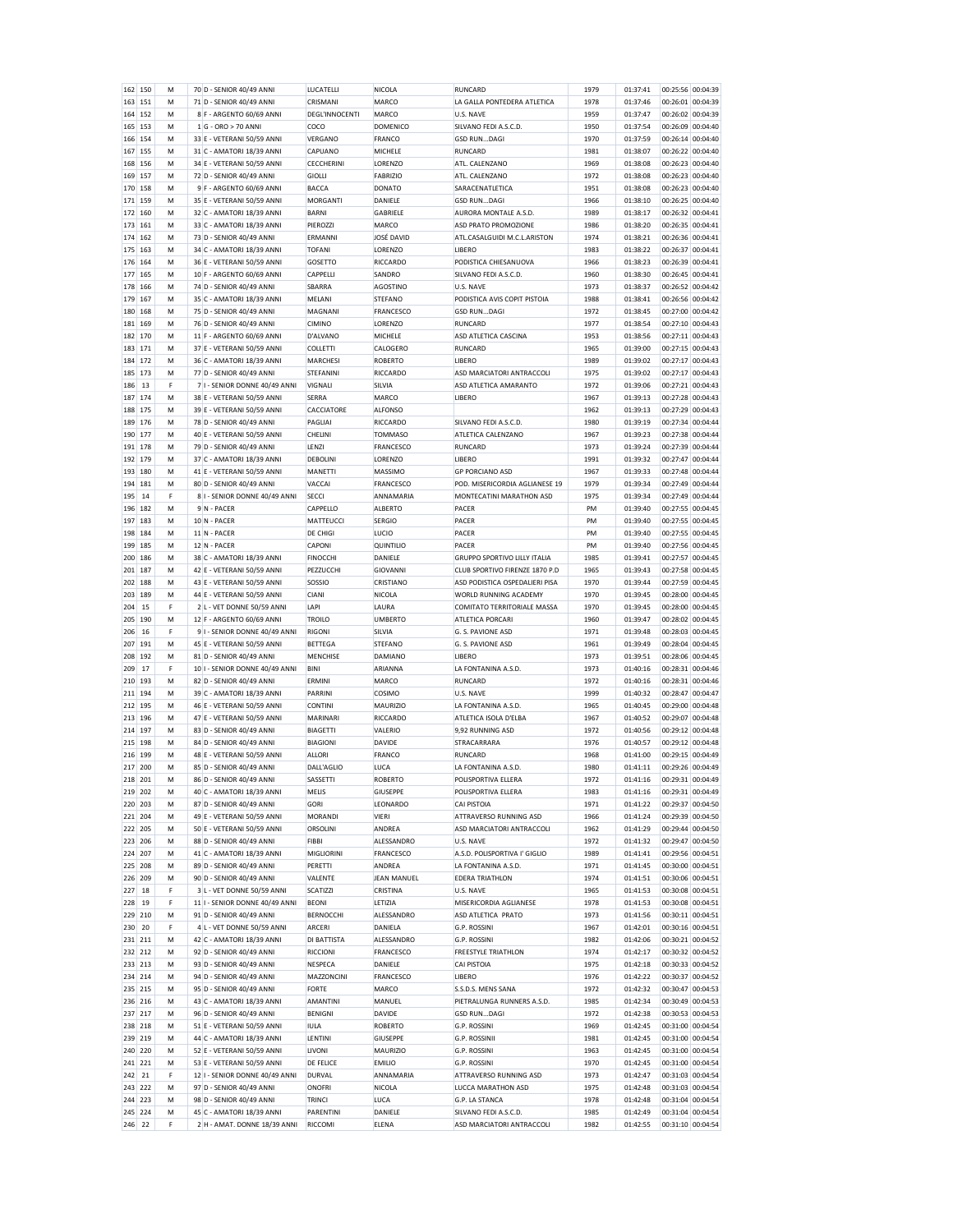| 162 | 150 | M | 70 | D - SENIOR 40/49 ANNI | LUCATELLI | NICOLA | RUNCARD | 1979 | 01:37:41 | 00:25:56 | 00:04:39 |
|---|---|---|---|---|---|---|---|---|---|---|---|
| 163 | 151 | M | 71 | D - SENIOR 40/49 ANNI | CRISMANI | MARCO | LA GALLA PONTEDERA ATLETICA | 1978 | 01:37:46 | 00:26:01 | 00:04:39 |
| 164 | 152 | M | 8 | F - ARGENTO 60/69 ANNI | DEGL'INNOCENTI | MARCO | U.S. NAVE | 1959 | 01:37:47 | 00:26:02 | 00:04:39 |
| 165 | 153 | M | 1 | G - ORO > 70 ANNI | COCO | DOMENICO | SILVANO FEDI A.S.C.D. | 1950 | 01:37:54 | 00:26:09 | 00:04:40 |
| 166 | 154 | M | 33 | E - VETERANI 50/59 ANNI | VERGANO | FRANCO | GSD RUN...DAGI | 1970 | 01:37:59 | 00:26:14 | 00:04:40 |
| 167 | 155 | M | 31 | C - AMATORI 18/39 ANNI | CAPUANO | MICHELE | RUNCARD | 1981 | 01:38:07 | 00:26:22 | 00:04:40 |
| 168 | 156 | M | 34 | E - VETERANI 50/59 ANNI | CECCHERINI | LORENZO | ATL. CALENZANO | 1969 | 01:38:08 | 00:26:23 | 00:04:40 |
| 169 | 157 | M | 72 | D - SENIOR 40/49 ANNI | GIOLLI | FABRIZIO | ATL. CALENZANO | 1972 | 01:38:08 | 00:26:23 | 00:04:40 |
| 170 | 158 | M | 9 | F - ARGENTO 60/69 ANNI | BACCA | DONATO | SARACENATLETICA | 1951 | 01:38:08 | 00:26:23 | 00:04:40 |
| 171 | 159 | M | 35 | E - VETERANI 50/59 ANNI | MORGANTI | DANIELE | GSD RUN...DAGI | 1966 | 01:38:10 | 00:26:25 | 00:04:40 |
| 172 | 160 | M | 32 | C - AMATORI 18/39 ANNI | BARNI | GABRIELE | AURORA MONTALE A.S.D. | 1989 | 01:38:17 | 00:26:32 | 00:04:41 |
| 173 | 161 | M | 33 | C - AMATORI 18/39 ANNI | PIEROZZI | MARCO | ASD PRATO PROMOZIONE | 1986 | 01:38:20 | 00:26:35 | 00:04:41 |
| 174 | 162 | M | 73 | D - SENIOR 40/49 ANNI | ERMANNI | JOSÉ DAVID | ATL.CASALGUIDI M.C.L.ARISTON | 1974 | 01:38:21 | 00:26:36 | 00:04:41 |
| 175 | 163 | M | 34 | C - AMATORI 18/39 ANNI | TOFANI | LORENZO | LIBERO | 1983 | 01:38:22 | 00:26:37 | 00:04:41 |
| 176 | 164 | M | 36 | E - VETERANI 50/59 ANNI | GOSETTO | RICCARDO | PODISTICA CHIESANUOVA | 1966 | 01:38:23 | 00:26:39 | 00:04:41 |
| 177 | 165 | M | 10 | F - ARGENTO 60/69 ANNI | CAPPELLI | SANDRO | SILVANO FEDI A.S.C.D. | 1960 | 01:38:30 | 00:26:45 | 00:04:41 |
| 178 | 166 | M | 74 | D - SENIOR 40/49 ANNI | SBARRA | AGOSTINO | U.S. NAVE | 1973 | 01:38:37 | 00:26:52 | 00:04:42 |
| 179 | 167 | M | 35 | C - AMATORI 18/39 ANNI | MELANI | STEFANO | PODISTICA AVIS COPIT PISTOIA | 1988 | 01:38:41 | 00:26:56 | 00:04:42 |
| 180 | 168 | M | 75 | D - SENIOR 40/49 ANNI | MAGNANI | FRANCESCO | GSD RUN...DAGI | 1972 | 01:38:45 | 00:27:00 | 00:04:42 |
| 181 | 169 | M | 76 | D - SENIOR 40/49 ANNI | CIMINO | LORENZO | RUNCARD | 1977 | 01:38:54 | 00:27:10 | 00:04:43 |
| 182 | 170 | M | 11 | F - ARGENTO 60/69 ANNI | D'ALVANO | MICHELE | ASD ATLETICA CASCINA | 1953 | 01:38:56 | 00:27:11 | 00:04:43 |
| 183 | 171 | M | 37 | E - VETERANI 50/59 ANNI | COLLETTI | CALOGERO | RUNCARD | 1965 | 01:39:00 | 00:27:15 | 00:04:43 |
| 184 | 172 | M | 36 | C - AMATORI 18/39 ANNI | MARCHESI | ROBERTO | LIBERO | 1989 | 01:39:02 | 00:27:17 | 00:04:43 |
| 185 | 173 | M | 77 | D - SENIOR 40/49 ANNI | STEFANINI | RICCARDO | ASD MARCIATORI ANTRACCOLI | 1975 | 01:39:02 | 00:27:17 | 00:04:43 |
| 186 | 13 | F | 7 | I - SENIOR DONNE 40/49 ANNI | VIGNALI | SILVIA | ASD ATLETICA AMARANTO | 1972 | 01:39:06 | 00:27:21 | 00:04:43 |
| 187 | 174 | M | 38 | E - VETERANI 50/59 ANNI | SERRA | MARCO | LIBERO | 1967 | 01:39:13 | 00:27:28 | 00:04:43 |
| 188 | 175 | M | 39 | E - VETERANI 50/59 ANNI | CACCIATORE | ALFONSO | | 1962 | 01:39:13 | 00:27:29 | 00:04:43 |
| 189 | 176 | M | 78 | D - SENIOR 40/49 ANNI | PAGLIAI | RICCARDO | SILVANO FEDI A.S.C.D. | 1980 | 01:39:19 | 00:27:34 | 00:04:44 |
| 190 | 177 | M | 40 | E - VETERANI 50/59 ANNI | CHELINI | TOMMASO | ATLETICA CALENZANO | 1967 | 01:39:23 | 00:27:38 | 00:04:44 |
| 191 | 178 | M | 79 | D - SENIOR 40/49 ANNI | LENZI | FRANCESCO | RUNCARD | 1973 | 01:39:24 | 00:27:39 | 00:04:44 |
| 192 | 179 | M | 37 | C - AMATORI 18/39 ANNI | DEBOLINI | LORENZO | LIBERO | 1991 | 01:39:32 | 00:27:47 | 00:04:44 |
| 193 | 180 | M | 41 | E - VETERANI 50/59 ANNI | MANETTI | MASSIMO | GP PORCIANO ASD | 1967 | 01:39:33 | 00:27:48 | 00:04:44 |
| 194 | 181 | M | 80 | D - SENIOR 40/49 ANNI | VACCAI | FRANCESCO | POD. MISERICORDIA AGLIANESE 19 | 1979 | 01:39:34 | 00:27:49 | 00:04:44 |
| 195 | 14 | F | 8 | I - SENIOR DONNE 40/49 ANNI | SECCI | ANNAMARIA | MONTECATINI MARATHON ASD | 1975 | 01:39:34 | 00:27:49 | 00:04:44 |
| 196 | 182 | M | 9 | N - PACER | CAPPELLO | ALBERTO | PACER | PM | 01:39:40 | 00:27:55 | 00:04:45 |
| 197 | 183 | M | 10 | N - PACER | MATTEUCCI | SERGIO | PACER | PM | 01:39:40 | 00:27:55 | 00:04:45 |
| 198 | 184 | M | 11 | N - PACER | DE CHIGI | LUCIO | PACER | PM | 01:39:40 | 00:27:55 | 00:04:45 |
| 199 | 185 | M | 12 | N - PACER | CAPONI | QUINTILIO | PACER | PM | 01:39:40 | 00:27:56 | 00:04:45 |
| 200 | 186 | M | 38 | C - AMATORI 18/39 ANNI | FINOCCHI | DANIELE | GRUPPO SPORTIVO LILLY ITALIA | 1985 | 01:39:41 | 00:27:57 | 00:04:45 |
| 201 | 187 | M | 42 | E - VETERANI 50/59 ANNI | PEZZUCCHI | GIOVANNI | CLUB SPORTIVO FIRENZE 1870 P.D | 1965 | 01:39:43 | 00:27:58 | 00:04:45 |
| 202 | 188 | M | 43 | E - VETERANI 50/59 ANNI | SOSSIO | CRISTIANO | ASD PODISTICA OSPEDALIERI PISA | 1970 | 01:39:44 | 00:27:59 | 00:04:45 |
| 203 | 189 | M | 44 | E - VETERANI 50/59 ANNI | CIANI | NICOLA | WORLD RUNNING ACADEMY | 1970 | 01:39:45 | 00:28:00 | 00:04:45 |
| 204 | 15 | F | 2 | L - VET DONNE 50/59 ANNI | LAPI | LAURA | COMITATO TERRITORIALE MASSA | 1970 | 01:39:45 | 00:28:00 | 00:04:45 |
| 205 | 190 | M | 12 | F - ARGENTO 60/69 ANNI | TROILO | UMBERTO | ATLETICA PORCARI | 1960 | 01:39:47 | 00:28:02 | 00:04:45 |
| 206 | 16 | F | 9 | I - SENIOR DONNE 40/49 ANNI | RIGONI | SILVIA | G. S. PAVIONE ASD | 1971 | 01:39:48 | 00:28:03 | 00:04:45 |
| 207 | 191 | M | 45 | E - VETERANI 50/59 ANNI | BETTEGA | STEFANO | G. S. PAVIONE ASD | 1961 | 01:39:49 | 00:28:04 | 00:04:45 |
| 208 | 192 | M | 81 | D - SENIOR 40/49 ANNI | MENCHISE | DAMIANO | LIBERO | 1973 | 01:39:51 | 00:28:06 | 00:04:45 |
| 209 | 17 | F | 10 | I - SENIOR DONNE 40/49 ANNI | BINI | ARIANNA | LA FONTANINA A.S.D. | 1973 | 01:40:16 | 00:28:31 | 00:04:46 |
| 210 | 193 | M | 82 | D - SENIOR 40/49 ANNI | ERMINI | MARCO | RUNCARD | 1972 | 01:40:16 | 00:28:31 | 00:04:46 |
| 211 | 194 | M | 39 | C - AMATORI 18/39 ANNI | PARRINI | COSIMO | U.S. NAVE | 1999 | 01:40:32 | 00:28:47 | 00:04:47 |
| 212 | 195 | M | 46 | E - VETERANI 50/59 ANNI | CONTINI | MAURIZIO | LA FONTANINA A.S.D. | 1965 | 01:40:45 | 00:29:00 | 00:04:48 |
| 213 | 196 | M | 47 | E - VETERANI 50/59 ANNI | MARINARI | RICCARDO | ATLETICA ISOLA D'ELBA | 1967 | 01:40:52 | 00:29:07 | 00:04:48 |
| 214 | 197 | M | 83 | D - SENIOR 40/49 ANNI | BIAGETTI | VALERIO | 9,92 RUNNING ASD | 1972 | 01:40:56 | 00:29:12 | 00:04:48 |
| 215 | 198 | M | 84 | D - SENIOR 40/49 ANNI | BIAGIONI | DAVIDE | STRACARRARA | 1976 | 01:40:57 | 00:29:12 | 00:04:48 |
| 216 | 199 | M | 48 | E - VETERANI 50/59 ANNI | ALLORI | FRANCO | RUNCARD | 1968 | 01:41:00 | 00:29:15 | 00:04:49 |
| 217 | 200 | M | 85 | D - SENIOR 40/49 ANNI | DALL'AGLIO | LUCA | LA FONTANINA A.S.D. | 1980 | 01:41:11 | 00:29:26 | 00:04:49 |
| 218 | 201 | M | 86 | D - SENIOR 40/49 ANNI | SASSETTI | ROBERTO | POLISPORTIVA ELLERA | 1972 | 01:41:16 | 00:29:31 | 00:04:49 |
| 219 | 202 | M | 40 | C - AMATORI 18/39 ANNI | MELIS | GIUSEPPE | POLISPORTIVA ELLERA | 1983 | 01:41:16 | 00:29:31 | 00:04:49 |
| 220 | 203 | M | 87 | D - SENIOR 40/49 ANNI | GORI | LEONARDO | CAI PISTOIA | 1971 | 01:41:22 | 00:29:37 | 00:04:50 |
| 221 | 204 | M | 49 | E - VETERANI 50/59 ANNI | MORANDI | VIERI | ATTRAVERSO RUNNING ASD | 1966 | 01:41:24 | 00:29:39 | 00:04:50 |
| 222 | 205 | M | 50 | E - VETERANI 50/59 ANNI | ORSOLINI | ANDREA | ASD MARCIATORI ANTRACCOLI | 1962 | 01:41:29 | 00:29:44 | 00:04:50 |
| 223 | 206 | M | 88 | D - SENIOR 40/49 ANNI | FIBBI | ALESSANDRO | U.S. NAVE | 1972 | 01:41:32 | 00:29:47 | 00:04:50 |
| 224 | 207 | M | 41 | C - AMATORI 18/39 ANNI | MIGLIORINI | FRANCESCO | A.S.D. POLISPORTIVA I' GIGLIO | 1989 | 01:41:41 | 00:29:56 | 00:04:51 |
| 225 | 208 | M | 89 | D - SENIOR 40/49 ANNI | PERETTI | ANDREA | LA FONTANINA A.S.D. | 1971 | 01:41:45 | 00:30:00 | 00:04:51 |
| 226 | 209 | M | 90 | D - SENIOR 40/49 ANNI | VALENTE | JEAN MANUEL | EDERA TRIATHLON | 1974 | 01:41:51 | 00:30:06 | 00:04:51 |
| 227 | 18 | F | 3 | L - VET DONNE 50/59 ANNI | SCATIZZI | CRISTINA | U.S. NAVE | 1965 | 01:41:53 | 00:30:08 | 00:04:51 |
| 228 | 19 | F | 11 | I - SENIOR DONNE 40/49 ANNI | BEONI | LETIZIA | MISERICORDIA AGLIANESE | 1978 | 01:41:53 | 00:30:08 | 00:04:51 |
| 229 | 210 | M | 91 | D - SENIOR 40/49 ANNI | BERNOCCHI | ALESSANDRO | ASD ATLETICA PRATO | 1973 | 01:41:56 | 00:30:11 | 00:04:51 |
| 230 | 20 | F | 4 | L - VET DONNE 50/59 ANNI | ARCERI | DANIELA | G.P. ROSSINI | 1967 | 01:42:01 | 00:30:16 | 00:04:51 |
| 231 | 211 | M | 42 | C - AMATORI 18/39 ANNI | DI BATTISTA | ALESSANDRO | G.P. ROSSINI | 1982 | 01:42:06 | 00:30:21 | 00:04:52 |
| 232 | 212 | M | 92 | D - SENIOR 40/49 ANNI | RICCIONI | FRANCESCO | FREESTYLE TRIATHLON | 1974 | 01:42:17 | 00:30:32 | 00:04:52 |
| 233 | 213 | M | 93 | D - SENIOR 40/49 ANNI | NESPECA | DANIELE | CAI PISTOIA | 1975 | 01:42:18 | 00:30:33 | 00:04:52 |
| 234 | 214 | M | 94 | D - SENIOR 40/49 ANNI | MAZZONCINI | FRANCESCO | LIBERO | 1976 | 01:42:22 | 00:30:37 | 00:04:52 |
| 235 | 215 | M | 95 | D - SENIOR 40/49 ANNI | FORTE | MARCO | S.S.D.S. MENS SANA | 1972 | 01:42:32 | 00:30:47 | 00:04:53 |
| 236 | 216 | M | 43 | C - AMATORI 18/39 ANNI | AMANTINI | MANUEL | PIETRALUNGA RUNNERS A.S.D. | 1985 | 01:42:34 | 00:30:49 | 00:04:53 |
| 237 | 217 | M | 96 | D - SENIOR 40/49 ANNI | BENIGNI | DAVIDE | GSD RUN...DAGI | 1972 | 01:42:38 | 00:30:53 | 00:04:53 |
| 238 | 218 | M | 51 | E - VETERANI 50/59 ANNI | IULA | ROBERTO | G.P. ROSSINI | 1969 | 01:42:45 | 00:31:00 | 00:04:54 |
| 239 | 219 | M | 44 | C - AMATORI 18/39 ANNI | LENTINI | GIUSEPPE | G.P. ROSSINII | 1981 | 01:42:45 | 00:31:00 | 00:04:54 |
| 240 | 220 | M | 52 | E - VETERANI 50/59 ANNI | LIVONI | MAURIZIO | G.P. ROSSINI | 1963 | 01:42:45 | 00:31:00 | 00:04:54 |
| 241 | 221 | M | 53 | E - VETERANI 50/59 ANNI | DE FELICE | EMILIO | G.P. ROSSINI | 1970 | 01:42:45 | 00:31:00 | 00:04:54 |
| 242 | 21 | F | 12 | I - SENIOR DONNE 40/49 ANNI | DURVAL | ANNAMARIA | ATTRAVERSO RUNNING ASD | 1973 | 01:42:47 | 00:31:03 | 00:04:54 |
| 243 | 222 | M | 97 | D - SENIOR 40/49 ANNI | ONOFRI | NICOLA | LUCCA MARATHON ASD | 1975 | 01:42:48 | 00:31:03 | 00:04:54 |
| 244 | 223 | M | 98 | D - SENIOR 40/49 ANNI | TRINCI | LUCA | G.P. LA STANCA | 1978 | 01:42:48 | 00:31:04 | 00:04:54 |
| 245 | 224 | M | 45 | C - AMATORI 18/39 ANNI | PARENTINI | DANIELE | SILVANO FEDI A.S.C.D. | 1985 | 01:42:49 | 00:31:04 | 00:04:54 |
| 246 | 22 | F | 2 | H - AMAT. DONNE 18/39 ANNI | RICCOMI | ELENA | ASD MARCIATORI ANTRACCOLI | 1982 | 01:42:55 | 00:31:10 | 00:04:54 |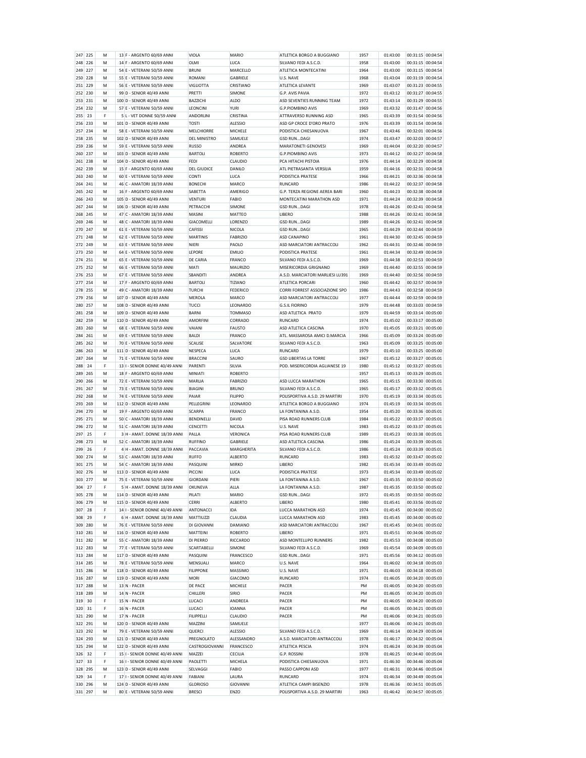| | | | | | | | | | | | |
|---|---|---|---|---|---|---|---|---|---|---|---|
| 247 | 225 | M | 13 | F - ARGENTO 60/69 ANNI | VIOLA | MARIO | ATLETICA BORGO A BUGGIANO | 1957 | 01:43:00 | 00:31:15 | 00:04:54 |
| 248 | 226 | M | 14 | F - ARGENTO 60/69 ANNI | OLMI | LUCA | SILVANO FEDI A.S.C.D. | 1958 | 01:43:00 | 00:31:15 | 00:04:54 |
| 249 | 227 | M | 54 | E - VETERANI 50/59 ANNI | BRUNI | MARCELLO | ATLETICA MONTECATINI | 1964 | 01:43:00 | 00:31:15 | 00:04:54 |
| 250 | 228 | M | 55 | E - VETERANI 50/59 ANNI | ROMANI | GABRIELE | U.S. NAVE | 1968 | 01:43:04 | 00:31:19 | 00:04:54 |
| 251 | 229 | M | 56 | E - VETERANI 50/59 ANNI | VIGLIOTTA | CRISTIANO | ATLETICA LEVANTE | 1969 | 01:43:07 | 00:31:23 | 00:04:55 |
| 252 | 230 | M | 99 | D - SENIOR 40/49 ANNI | PRETTI | SIMONE | G.P. AVIS PAVIA | 1972 | 01:43:12 | 00:31:27 | 00:04:55 |
| 253 | 231 | M | 100 | D - SENIOR 40/49 ANNI | BAZZICHI | ALDO | ASD SEVENTIES RUNNING TEAM | 1972 | 01:43:14 | 00:31:29 | 00:04:55 |
| 254 | 232 | M | 57 | E - VETERANI 50/59 ANNI | LEONCINI | YURI | G.P.PIOMBINO AVIS | 1969 | 01:43:32 | 00:31:47 | 00:04:56 |
| 255 | 23 | F | 5 | L - VET DONNE 50/59 ANNI | ANDORLINI | CRISTINA | ATTRAVERSO RUNNING ASD | 1965 | 01:43:39 | 00:31:54 | 00:04:56 |
| 256 | 233 | M | 101 | D - SENIOR 40/49 ANNI | TOSTI | ALESSIO | ASD GP CROCE D'ORO PRATO | 1976 | 01:43:39 | 00:31:54 | 00:04:56 |
| 257 | 234 | M | 58 | E - VETERANI 50/59 ANNI | MELCHIORRE | MICHELE | PODISTICA CHIESANUOVA | 1967 | 01:43:46 | 00:32:01 | 00:04:56 |
| 258 | 235 | M | 102 | D - SENIOR 40/49 ANNI | DEL MINISTRO | SAMUELE | GSD RUN...DAGI | 1974 | 01:43:47 | 00:32:03 | 00:04:57 |
| 259 | 236 | M | 59 | E - VETERANI 50/59 ANNI | RUSSO | ANDREA | MARATONETI GENOVESI | 1969 | 01:44:04 | 00:32:20 | 00:04:57 |
| 260 | 237 | M | 103 | D - SENIOR 40/49 ANNI | BARTOLI | ROBERTO | G.P.PIOMBINO AVIS | 1973 | 01:44:12 | 00:32:27 | 00:04:58 |
| 261 | 238 | M | 104 | D - SENIOR 40/49 ANNI | FEDI | CLAUDIO | PCA HITACHI PISTOIA | 1976 | 01:44:14 | 00:32:29 | 00:04:58 |
| 262 | 239 | M | 15 | F - ARGENTO 60/69 ANNI | DEL GIUDICE | DANILO | ATL PIETRASANTA VERSILIA | 1959 | 01:44:16 | 00:32:31 | 00:04:58 |
| 263 | 240 | M | 60 | E - VETERANI 50/59 ANNI | CONTI | LUCA | PODISTICA PRATESE | 1966 | 01:44:21 | 00:32:36 | 00:04:58 |
| 264 | 241 | M | 46 | C - AMATORI 18/39 ANNI | BONECHI | MARCO | RUNCARD | 1986 | 01:44:22 | 00:32:37 | 00:04:58 |
| 265 | 242 | M | 16 | F - ARGENTO 60/69 ANNI | SABETTA | AMERIGO | G.P. TERZA REGIONE AEREA BARI | 1960 | 01:44:23 | 00:32:38 | 00:04:58 |
| 266 | 243 | M | 105 | D - SENIOR 40/49 ANNI | VENTURI | FABIO | MONTECATINI MARATHON ASD | 1971 | 01:44:24 | 00:32:39 | 00:04:58 |
| 267 | 244 | M | 106 | D - SENIOR 40/49 ANNI | PETRACCHI | SIMONE | GSD RUN...DAGI | 1978 | 01:44:26 | 00:32:41 | 00:04:58 |
| 268 | 245 | M | 47 | C - AMATORI 18/39 ANNI | MASINI | MATTEO | LIBERO | 1988 | 01:44:26 | 00:32:41 | 00:04:58 |
| 269 | 246 | M | 48 | C - AMATORI 18/39 ANNI | GIACOMELLI | LORENZO | GSD RUN...DAGI | 1989 | 01:44:26 | 00:32:41 | 00:04:58 |
| 270 | 247 | M | 61 | E - VETERANI 50/59 ANNI | CAFISSI | NICOLA | GSD RUN...DAGI | 1965 | 01:44:29 | 00:32:44 | 00:04:59 |
| 271 | 248 | M | 62 | E - VETERANI 50/59 ANNI | MARTINIS | FABRIZIO | ASD CANAPINO | 1961 | 01:44:30 | 00:32:45 | 00:04:59 |
| 272 | 249 | M | 63 | E - VETERANI 50/59 ANNI | NIERI | PAOLO | ASD MARCIATORI ANTRACCOLI | 1962 | 01:44:31 | 00:32:46 | 00:04:59 |
| 273 | 250 | M | 64 | E - VETERANI 50/59 ANNI | LEPORE | EMILIO | PODISTICA PRATESE | 1961 | 01:44:34 | 00:32:49 | 00:04:59 |
| 274 | 251 | M | 65 | E - VETERANI 50/59 ANNI | DE CARIA | FRANCO | SILVANO FEDI A.S.C.D. | 1969 | 01:44:38 | 00:32:53 | 00:04:59 |
| 275 | 252 | M | 66 | E - VETERANI 50/59 ANNI | MATI | MAURIZIO | MISERICORDIA GRIGNANO | 1969 | 01:44:40 | 00:32:55 | 00:04:59 |
| 276 | 253 | M | 67 | E - VETERANI 50/59 ANNI | SBANDITI | ANDREA | A.S.D. MARCIATORI MARLIESI LU391 | 1969 | 01:44:40 | 00:32:56 | 00:04:59 |
| 277 | 254 | M | 17 | F - ARGENTO 60/69 ANNI | BARTOLI | TIZIANO | ATLETICA PORCARI | 1960 | 01:44:42 | 00:32:57 | 00:04:59 |
| 278 | 255 | M | 49 | C - AMATORI 18/39 ANNI | TURCHI | FEDERICO | CORRI FORREST ASSOCIAZIONE SPO | 1986 | 01:44:43 | 00:32:58 | 00:04:59 |
| 279 | 256 | M | 107 | D - SENIOR 40/49 ANNI | MEROLA | MARCO | ASD MARCIATORI ANTRACCOLI | 1977 | 01:44:44 | 00:32:59 | 00:04:59 |
| 280 | 257 | M | 108 | D - SENIOR 40/49 ANNI | TUCCI | LEONARDO | G.S.IL FIORINO | 1979 | 01:44:48 | 00:33:03 | 00:04:59 |
| 281 | 258 | M | 109 | D - SENIOR 40/49 ANNI | BARNI | TOMMASO | ASD ATLETICA PRATO | 1979 | 01:44:59 | 00:33:14 | 00:05:00 |
| 282 | 259 | M | 110 | D - SENIOR 40/49 ANNI | AMORFINI | CORRADO | RUNCARD | 1974 | 01:45:02 | 00:33:17 | 00:05:00 |
| 283 | 260 | M | 68 | E - VETERANI 50/59 ANNI | VAIANI | FAUSTO | ASD ATLETICA CASCINA | 1970 | 01:45:05 | 00:33:21 | 00:05:00 |
| 284 | 261 | M | 69 | E - VETERANI 50/59 ANNI | BALDI | FRANCO | ATL. MASSAROSA AMICI D.MARCIA | 1966 | 01:45:09 | 00:33:24 | 00:05:00 |
| 285 | 262 | M | 70 | E - VETERANI 50/59 ANNI | SCALISE | SALVATORE | SILVANO FEDI A.S.C.D. | 1963 | 01:45:09 | 00:33:25 | 00:05:00 |
| 286 | 263 | M | 111 | D - SENIOR 40/49 ANNI | NESPECA | LUCA | RUNCARD | 1979 | 01:45:10 | 00:33:25 | 00:05:00 |
| 287 | 264 | M | 71 | E - VETERANI 50/59 ANNI | BRACCINI | SAURO | GSD LIBERTAS LA TORRE | 1967 | 01:45:12 | 00:33:27 | 00:05:01 |
| 288 | 24 | F | 13 | I - SENIOR DONNE 40/49 ANNI | PARENTI | SILVIA | POD. MISERICORDIA AGLIANESE 19 | 1980 | 01:45:12 | 00:33:27 | 00:05:01 |
| 289 | 265 | M | 18 | F - ARGENTO 60/69 ANNI | MINIATI | ROBERTO | | 1957 | 01:45:13 | 00:33:29 | 00:05:01 |
| 290 | 266 | M | 72 | E - VETERANI 50/59 ANNI | MARLIA | FABRIZIO | ASD LUCCA MARATHON | 1965 | 01:45:15 | 00:33:30 | 00:05:01 |
| 291 | 267 | M | 73 | E - VETERANI 50/59 ANNI | BIAGINI | BRUNO | SILVANO FEDI A.S.C.D. | 1965 | 01:45:17 | 00:33:32 | 00:05:01 |
| 292 | 268 | M | 74 | E - VETERANI 50/59 ANNI | PAIAR | FILIPPO | POLISPORTIVA A.S.D. 29 MARTIRI | 1970 | 01:45:19 | 00:33:34 | 00:05:01 |
| 293 | 269 | M | 112 | D - SENIOR 40/49 ANNI | PELLEGRINI | LEONARDO | ATLETICA BORGO A BUGGIANO | 1974 | 01:45:19 | 00:33:34 | 00:05:01 |
| 294 | 270 | M | 19 | F - ARGENTO 60/69 ANNI | SCARPA | FRANCO | LA FONTANINA A.S.D. | 1954 | 01:45:20 | 00:33:36 | 00:05:01 |
| 295 | 271 | M | 50 | C - AMATORI 18/39 ANNI | BENDINELLI | DAVID | PISA ROAD RUNNERS CLUB | 1984 | 01:45:22 | 00:33:37 | 00:05:01 |
| 296 | 272 | M | 51 | C - AMATORI 18/39 ANNI | CENCETTI | NICOLA | U.S. NAVE | 1983 | 01:45:22 | 00:33:37 | 00:05:01 |
| 297 | 25 | F | 3 | H - AMAT. DONNE 18/39 ANNI | PALLA | VERONICA | PISA ROAD RUNNERS CLUB | 1989 | 01:45:23 | 00:33:38 | 00:05:01 |
| 298 | 273 | M | 52 | C - AMATORI 18/39 ANNI | RUFFINO | GABRIELE | ASD ATLETICA CASCINA | 1986 | 01:45:24 | 00:33:39 | 00:05:01 |
| 299 | 26 | F | 4 | H - AMAT. DONNE 18/39 ANNI | PACCAVIA | MARGHERITA | SILVANO FEDI A.S.C.D. | 1986 | 01:45:24 | 00:33:39 | 00:05:01 |
| 300 | 274 | M | 53 | C - AMATORI 18/39 ANNI | RUFFO | ALBERTO | RUNCARD | 1983 | 01:45:32 | 00:33:47 | 00:05:02 |
| 301 | 275 | M | 54 | C - AMATORI 18/39 ANNI | PASQUINI | MIRKO | LIBERO | 1982 | 01:45:34 | 00:33:49 | 00:05:02 |
| 302 | 276 | M | 113 | D - SENIOR 40/49 ANNI | PICCINI | LUCA | PODISTICA PRATESE | 1973 | 01:45:34 | 00:33:49 | 00:05:02 |
| 303 | 277 | M | 75 | E - VETERANI 50/59 ANNI | GIORDANI | PIERI | LA FONTANINA A.S.D. | 1967 | 01:45:35 | 00:33:50 | 00:05:02 |
| 304 | 27 | F | 5 | H - AMAT. DONNE 18/39 ANNI | OKUNEVA | ALLA | LA FONTANINA A.S.D. | 1987 | 01:45:35 | 00:33:50 | 00:05:02 |
| 305 | 278 | M | 114 | D - SENIOR 40/49 ANNI | PILATI | MARIO | GSD RUN...DAGI | 1972 | 01:45:35 | 00:33:50 | 00:05:02 |
| 306 | 279 | M | 115 | D - SENIOR 40/49 ANNI | CERRI | ALBERTO | LIBERO | 1980 | 01:45:41 | 00:33:56 | 00:05:02 |
| 307 | 28 | F | 14 | I - SENIOR DONNE 40/49 ANNI | ANTONACCI | IDA | LUCCA MARATHON ASD | 1974 | 01:45:45 | 00:34:00 | 00:05:02 |
| 308 | 29 | F | 6 | H - AMAT. DONNE 18/39 ANNI | MATTIUZZI | CLAUDIA | LUCCA MARATHON ASD | 1983 | 01:45:45 | 00:34:00 | 00:05:02 |
| 309 | 280 | M | 76 | E - VETERANI 50/59 ANNI | DI GIOVANNI | DAMIANO | ASD MARCIATORI ANTRACCOLI | 1967 | 01:45:45 | 00:34:01 | 00:05:02 |
| 310 | 281 | M | 116 | D - SENIOR 40/49 ANNI | MATTEINI | ROBERTO | LIBERO | 1971 | 01:45:51 | 00:34:06 | 00:05:02 |
| 311 | 282 | M | 55 | C - AMATORI 18/39 ANNI | DI PIERRO | RICCARDO | ASD MONTELUPO RUNNERS | 1982 | 01:45:53 | 00:34:08 | 00:05:03 |
| 312 | 283 | M | 77 | E - VETERANI 50/59 ANNI | SCARTABELLI | SIMONE | SILVANO FEDI A.S.C.D. | 1969 | 01:45:54 | 00:34:09 | 00:05:03 |
| 313 | 284 | M | 117 | D - SENIOR 40/49 ANNI | PASQUINI | FRANCESCO | GSD RUN...DAGI | 1971 | 01:45:56 | 00:34:12 | 00:05:03 |
| 314 | 285 | M | 78 | E - VETERANI 50/59 ANNI | MENSUALI | MARCO | U.S. NAVE | 1964 | 01:46:02 | 00:34:18 | 00:05:03 |
| 315 | 286 | M | 118 | D - SENIOR 40/49 ANNI | FILIPPONE | MASSIMO | U.S. NAVE | 1971 | 01:46:03 | 00:34:18 | 00:05:03 |
| 316 | 287 | M | 119 | D - SENIOR 40/49 ANNI | MORI | GIACOMO | RUNCARD | 1974 | 01:46:05 | 00:34:20 | 00:05:03 |
| 317 | 288 | M | 13 | N - PACER | DE PACE | MICHELE | PACER | PM | 01:46:05 | 00:34:20 | 00:05:03 |
| 318 | 289 | M | 14 | N - PACER | CHILLERI | SIRIO | PACER | PM | 01:46:05 | 00:34:20 | 00:05:03 |
| 319 | 30 | F | 15 | N - PACER | LUCACI | ANDREEA | PACER | PM | 01:46:05 | 00:34:20 | 00:05:03 |
| 320 | 31 | F | 16 | N - PACER | LUCACI | IOANNA | PACER | PM | 01:46:05 | 00:34:21 | 00:05:03 |
| 321 | 290 | M | 17 | N - PACER | FILIPPELLI | CLAUDIO | PACER | PM | 01:46:06 | 00:34:21 | 00:05:03 |
| 322 | 291 | M | 120 | D - SENIOR 40/49 ANNI | MAZZINI | SAMUELE | | 1977 | 01:46:06 | 00:34:21 | 00:05:03 |
| 323 | 292 | M | 79 | E - VETERANI 50/59 ANNI | QUERCI | ALESSIO | SILVANO FEDI A.S.C.D. | 1969 | 01:46:14 | 00:34:29 | 00:05:04 |
| 324 | 293 | M | 121 | D - SENIOR 40/49 ANNI | PREGNOLATO | ALESSANDRO | A.S.D. MARCIATORI ANTRACCOLI | 1978 | 01:46:17 | 00:34:32 | 00:05:04 |
| 325 | 294 | M | 122 | D - SENIOR 40/49 ANNI | CASTROGIOVANNI | FRANCESCO | ATLETICA PESCIA | 1974 | 01:46:24 | 00:34:39 | 00:05:04 |
| 326 | 32 | F | 15 | I - SENIOR DONNE 40/49 ANNI | MAZZEI | CECILIA | G.P. ROSSINI | 1978 | 01:46:25 | 00:34:40 | 00:05:04 |
| 327 | 33 | F | 16 | I - SENIOR DONNE 40/49 ANNI | PAOLETTI | MICHELA | PODISTICA CHIESANUOVA | 1971 | 01:46:30 | 00:34:46 | 00:05:04 |
| 328 | 295 | M | 123 | D - SENIOR 40/49 ANNI | SELVAGGI | FABIO | PASSO CAPPONI ASD | 1977 | 01:46:31 | 00:34:46 | 00:05:04 |
| 329 | 34 | F | 17 | I - SENIOR DONNE 40/49 ANNI | FABIANI | LAURA | RUNCARD | 1974 | 01:46:34 | 00:34:49 | 00:05:04 |
| 330 | 296 | M | 124 | D - SENIOR 40/49 ANNI | GLORIOSO | GIOVANNI | ATLETICA CAMPI BISENZIO | 1978 | 01:46:36 | 00:34:51 | 00:05:05 |
| 331 | 297 | M | 80 | E - VETERANI 50/59 ANNI | BRESCI | ENZO | POLISPORTIVA A.S.D. 29 MARTIRI | 1963 | 01:46:42 | 00:34:57 | 00:05:05 |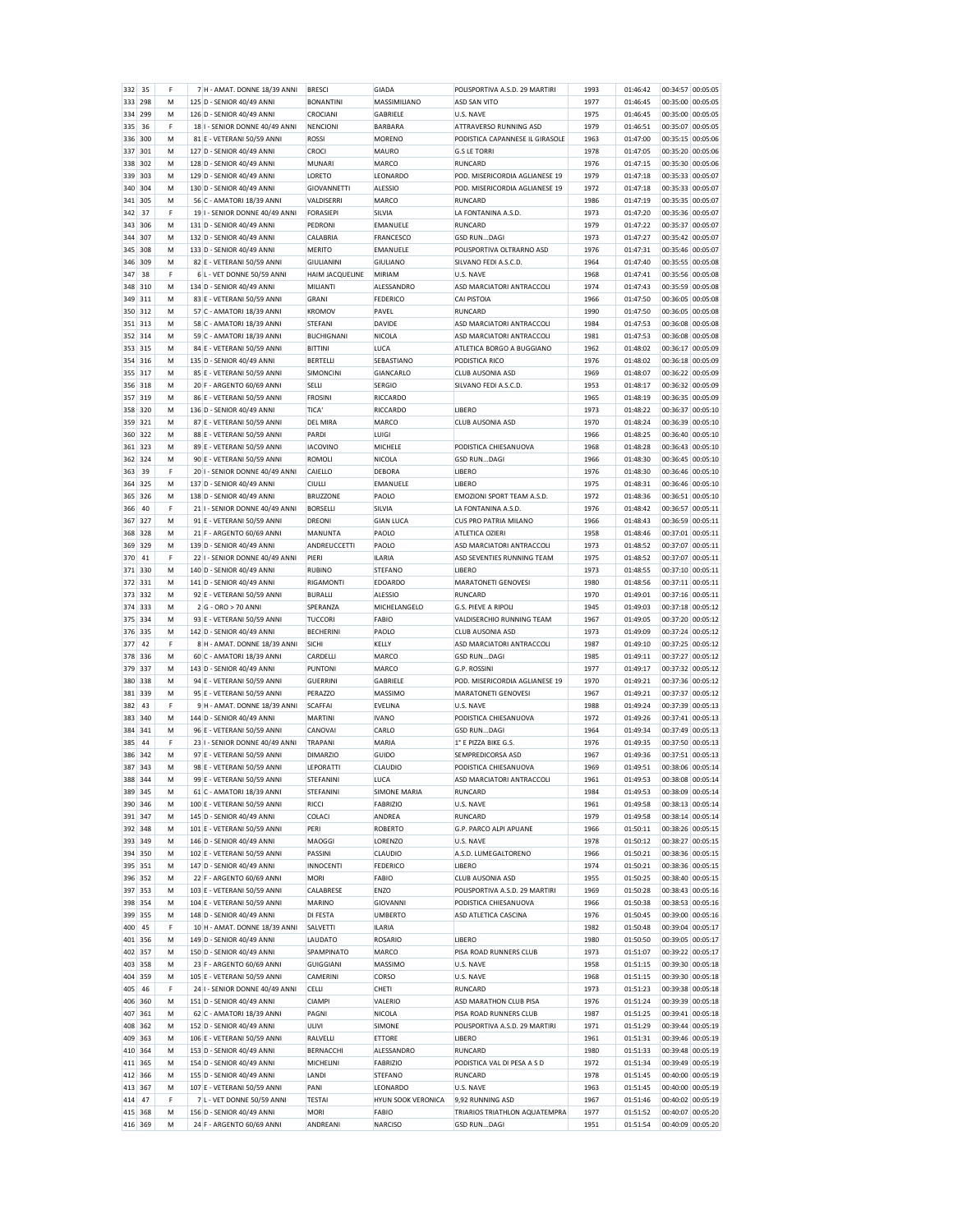| | | | | | | | | | | | |
|---|---|---|---|---|---|---|---|---|---|---|---|
| 332 | 35 | F | 7 | H - AMAT. DONNE 18/39 ANNI | BRESCI | GIADA | POLISPORTIVA A.S.D. 29 MARTIRI | 1993 | 01:46:42 | 00:34:57 | 00:05:05 |
| 333 | 298 | M | 125 | D - SENIOR 40/49 ANNI | BONANTINI | MASSIMILIANO | ASD SAN VITO | 1977 | 01:46:45 | 00:35:00 | 00:05:05 |
| 334 | 299 | M | 126 | D - SENIOR 40/49 ANNI | CROCIANI | GABRIELE | U.S. NAVE | 1975 | 01:46:45 | 00:35:00 | 00:05:05 |
| 335 | 36 | F | 18 | I - SENIOR DONNE 40/49 ANNI | NENCIONI | BARBARA | ATTRAVERSO RUNNING ASD | 1979 | 01:46:51 | 00:35:07 | 00:05:05 |
| 336 | 300 | M | 81 | E - VETERANI 50/59 ANNI | ROSSI | MORENO | PODISTICA CAPANNESE IL GIRASOLE | 1963 | 01:47:00 | 00:35:15 | 00:05:06 |
| 337 | 301 | M | 127 | D - SENIOR 40/49 ANNI | CROCI | MAURO | G.S LE TORRI | 1978 | 01:47:05 | 00:35:20 | 00:05:06 |
| 338 | 302 | M | 128 | D - SENIOR 40/49 ANNI | MUNARI | MARCO | RUNCARD | 1976 | 01:47:15 | 00:35:30 | 00:05:06 |
| 339 | 303 | M | 129 | D - SENIOR 40/49 ANNI | LORETO | LEONARDO | POD. MISERICORDIA AGLIANESE 19 | 1979 | 01:47:18 | 00:35:33 | 00:05:07 |
| 340 | 304 | M | 130 | D - SENIOR 40/49 ANNI | GIOVANNETTI | ALESSIO | POD. MISERICORDIA AGLIANESE 19 | 1972 | 01:47:18 | 00:35:33 | 00:05:07 |
| 341 | 305 | M | 56 | C - AMATORI 18/39 ANNI | VALDISERRI | MARCO | RUNCARD | 1986 | 01:47:19 | 00:35:35 | 00:05:07 |
| 342 | 37 | F | 19 | I - SENIOR DONNE 40/49 ANNI | FORASIEPI | SILVIA | LA FONTANINA A.S.D. | 1973 | 01:47:20 | 00:35:36 | 00:05:07 |
| 343 | 306 | M | 131 | D - SENIOR 40/49 ANNI | PEDRONI | EMANUELE | RUNCARD | 1979 | 01:47:22 | 00:35:37 | 00:05:07 |
| 344 | 307 | M | 132 | D - SENIOR 40/49 ANNI | CALABRIA | FRANCESCO | GSD RUN...DAGI | 1973 | 01:47:27 | 00:35:42 | 00:05:07 |
| 345 | 308 | M | 133 | D - SENIOR 40/49 ANNI | MERITO | EMANUELE | POLISPORTIVA OLTRARNO ASD | 1976 | 01:47:31 | 00:35:46 | 00:05:07 |
| 346 | 309 | M | 82 | E - VETERANI 50/59 ANNI | GIULIANINI | GIULIANO | SILVANO FEDI A.S.C.D. | 1964 | 01:47:40 | 00:35:55 | 00:05:08 |
| 347 | 38 | F | 6 | L - VET DONNE 50/59 ANNI | HAIM JACQUELINE | MIRIAM | U.S. NAVE | 1968 | 01:47:41 | 00:35:56 | 00:05:08 |
| 348 | 310 | M | 134 | D - SENIOR 40/49 ANNI | MILIANTI | ALESSANDRO | ASD MARCIATORI ANTRACCOLI | 1974 | 01:47:43 | 00:35:59 | 00:05:08 |
| 349 | 311 | M | 83 | E - VETERANI 50/59 ANNI | GRANI | FEDERICO | CAI PISTOIA | 1966 | 01:47:50 | 00:36:05 | 00:05:08 |
| 350 | 312 | M | 57 | C - AMATORI 18/39 ANNI | KROMOV | PAVEL | RUNCARD | 1990 | 01:47:50 | 00:36:05 | 00:05:08 |
| 351 | 313 | M | 58 | C - AMATORI 18/39 ANNI | STEFANI | DAVIDE | ASD MARCIATORI ANTRACCOLI | 1984 | 01:47:53 | 00:36:08 | 00:05:08 |
| 352 | 314 | M | 59 | C - AMATORI 18/39 ANNI | BUCHIGNANI | NICOLA | ASD MARCIATORI ANTRACCOLI | 1981 | 01:47:53 | 00:36:08 | 00:05:08 |
| 353 | 315 | M | 84 | E - VETERANI 50/59 ANNI | BITTINI | LUCA | ATLETICA BORGO A BUGGIANO | 1962 | 01:48:02 | 00:36:17 | 00:05:09 |
| 354 | 316 | M | 135 | D - SENIOR 40/49 ANNI | BERTELLI | SEBASTIANO | PODISTICA RICO | 1976 | 01:48:02 | 00:36:18 | 00:05:09 |
| 355 | 317 | M | 85 | E - VETERANI 50/59 ANNI | SIMONCINI | GIANCARLO | CLUB AUSONIA ASD | 1969 | 01:48:07 | 00:36:22 | 00:05:09 |
| 356 | 318 | M | 20 | F - ARGENTO 60/69 ANNI | SELLI | SERGIO | SILVANO FEDI A.S.C.D. | 1953 | 01:48:17 | 00:36:32 | 00:05:09 |
| 357 | 319 | M | 86 | E - VETERANI 50/59 ANNI | FROSINI | RICCARDO | | 1965 | 01:48:19 | 00:36:35 | 00:05:09 |
| 358 | 320 | M | 136 | D - SENIOR 40/49 ANNI | TICA' | RICCARDO | LIBERO | 1973 | 01:48:22 | 00:36:37 | 00:05:10 |
| 359 | 321 | M | 87 | E - VETERANI 50/59 ANNI | DEL MIRA | MARCO | CLUB AUSONIA ASD | 1970 | 01:48:24 | 00:36:39 | 00:05:10 |
| 360 | 322 | M | 88 | E - VETERANI 50/59 ANNI | PARDI | LUIGI | | 1966 | 01:48:25 | 00:36:40 | 00:05:10 |
| 361 | 323 | M | 89 | E - VETERANI 50/59 ANNI | IACOVINO | MICHELE | PODISTICA CHIESANUOVA | 1968 | 01:48:28 | 00:36:43 | 00:05:10 |
| 362 | 324 | M | 90 | E - VETERANI 50/59 ANNI | ROMOLI | NICOLA | GSD RUN...DAGI | 1966 | 01:48:30 | 00:36:45 | 00:05:10 |
| 363 | 39 | F | 20 | I - SENIOR DONNE 40/49 ANNI | CAIELLO | DEBORA | LIBERO | 1976 | 01:48:30 | 00:36:46 | 00:05:10 |
| 364 | 325 | M | 137 | D - SENIOR 40/49 ANNI | CIULLI | EMANUELE | LIBERO | 1975 | 01:48:31 | 00:36:46 | 00:05:10 |
| 365 | 326 | M | 138 | D - SENIOR 40/49 ANNI | BRUZZONE | PAOLO | EMOZIONI SPORT TEAM A.S.D. | 1972 | 01:48:36 | 00:36:51 | 00:05:10 |
| 366 | 40 | F | 21 | I - SENIOR DONNE 40/49 ANNI | BORSELLI | SILVIA | LA FONTANINA A.S.D. | 1976 | 01:48:42 | 00:36:57 | 00:05:11 |
| 367 | 327 | M | 91 | E - VETERANI 50/59 ANNI | DREONI | GIAN LUCA | CUS PRO PATRIA MILANO | 1966 | 01:48:43 | 00:36:59 | 00:05:11 |
| 368 | 328 | M | 21 | F - ARGENTO 60/69 ANNI | MANUNTA | PAOLO | ATLETICA OZIERI | 1958 | 01:48:46 | 00:37:01 | 00:05:11 |
| 369 | 329 | M | 139 | D - SENIOR 40/49 ANNI | ANDREUCCETTI | PAOLO | ASD MARCIATORI ANTRACCOLI | 1973 | 01:48:52 | 00:37:07 | 00:05:11 |
| 370 | 41 | F | 22 | I - SENIOR DONNE 40/49 ANNI | PIERI | ILARIA | ASD SEVENTIES RUNNING TEAM | 1975 | 01:48:52 | 00:37:07 | 00:05:11 |
| 371 | 330 | M | 140 | D - SENIOR 40/49 ANNI | RUBINO | STEFANO | LIBERO | 1973 | 01:48:55 | 00:37:10 | 00:05:11 |
| 372 | 331 | M | 141 | D - SENIOR 40/49 ANNI | RIGAMONTI | EDOARDO | MARATONETI GENOVESI | 1980 | 01:48:56 | 00:37:11 | 00:05:11 |
| 373 | 332 | M | 92 | E - VETERANI 50/59 ANNI | BURALLI | ALESSIO | RUNCARD | 1970 | 01:49:01 | 00:37:16 | 00:05:11 |
| 374 | 333 | M | 2 | G - ORO > 70 ANNI | SPERANZA | MICHELANGELO | G.S. PIEVE A RIPOLI | 1945 | 01:49:03 | 00:37:18 | 00:05:12 |
| 375 | 334 | M | 93 | E - VETERANI 50/59 ANNI | TUCCORI | FABIO | VALDISERCHIO RUNNING TEAM | 1967 | 01:49:05 | 00:37:20 | 00:05:12 |
| 376 | 335 | M | 142 | D - SENIOR 40/49 ANNI | BECHERINI | PAOLO | CLUB AUSONIA ASD | 1973 | 01:49:09 | 00:37:24 | 00:05:12 |
| 377 | 42 | F | 8 | H - AMAT. DONNE 18/39 ANNI | SICHI | KELLY | ASD MARCIATORI ANTRACCOLI | 1987 | 01:49:10 | 00:37:25 | 00:05:12 |
| 378 | 336 | M | 60 | C - AMATORI 18/39 ANNI | CARDELLI | MARCO | GSD RUN...DAGI | 1985 | 01:49:11 | 00:37:27 | 00:05:12 |
| 379 | 337 | M | 143 | D - SENIOR 40/49 ANNI | PUNTONI | MARCO | G.P. ROSSINI | 1977 | 01:49:17 | 00:37:32 | 00:05:12 |
| 380 | 338 | M | 94 | E - VETERANI 50/59 ANNI | GUERRINI | GABRIELE | POD. MISERICORDIA AGLIANESE 19 | 1970 | 01:49:21 | 00:37:36 | 00:05:12 |
| 381 | 339 | M | 95 | E - VETERANI 50/59 ANNI | PERAZZO | MASSIMO | MARATONETI GENOVESI | 1967 | 01:49:21 | 00:37:37 | 00:05:12 |
| 382 | 43 | F | 9 | H - AMAT. DONNE 18/39 ANNI | SCAFFAI | EVELINA | U.S. NAVE | 1988 | 01:49:24 | 00:37:39 | 00:05:13 |
| 383 | 340 | M | 144 | D - SENIOR 40/49 ANNI | MARTINI | IVANO | PODISTICA CHIESANUOVA | 1972 | 01:49:26 | 00:37:41 | 00:05:13 |
| 384 | 341 | M | 96 | E - VETERANI 50/59 ANNI | CANOVAI | CARLO | GSD RUN...DAGI | 1964 | 01:49:34 | 00:37:49 | 00:05:13 |
| 385 | 44 | F | 23 | I - SENIOR DONNE 40/49 ANNI | TRAPANI | MARIA | 1° E PIZZA BIKE G.S. | 1976 | 01:49:35 | 00:37:50 | 00:05:13 |
| 386 | 342 | M | 97 | E - VETERANI 50/59 ANNI | DIMARZIO | GUIDO | SEMPREDICORSA ASD | 1967 | 01:49:36 | 00:37:51 | 00:05:13 |
| 387 | 343 | M | 98 | E - VETERANI 50/59 ANNI | LEPORATTI | CLAUDIO | PODISTICA CHIESANUOVA | 1969 | 01:49:51 | 00:38:06 | 00:05:14 |
| 388 | 344 | M | 99 | E - VETERANI 50/59 ANNI | STEFANINI | LUCA | ASD MARCIATORI ANTRACCOLI | 1961 | 01:49:53 | 00:38:08 | 00:05:14 |
| 389 | 345 | M | 61 | C - AMATORI 18/39 ANNI | STEFANINI | SIMONE MARIA | RUNCARD | 1984 | 01:49:53 | 00:38:09 | 00:05:14 |
| 390 | 346 | M | 100 | E - VETERANI 50/59 ANNI | RICCI | FABRIZIO | U.S. NAVE | 1961 | 01:49:58 | 00:38:13 | 00:05:14 |
| 391 | 347 | M | 145 | D - SENIOR 40/49 ANNI | COLACI | ANDREA | RUNCARD | 1979 | 01:49:58 | 00:38:14 | 00:05:14 |
| 392 | 348 | M | 101 | E - VETERANI 50/59 ANNI | PERI | ROBERTO | G.P. PARCO ALPI APUANE | 1966 | 01:50:11 | 00:38:26 | 00:05:15 |
| 393 | 349 | M | 146 | D - SENIOR 40/49 ANNI | MAOGGI | LORENZO | U.S. NAVE | 1978 | 01:50:12 | 00:38:27 | 00:05:15 |
| 394 | 350 | M | 102 | E - VETERANI 50/59 ANNI | PASSINI | CLAUDIO | A.S.D. LUMEGALTORENO | 1966 | 01:50:21 | 00:38:36 | 00:05:15 |
| 395 | 351 | M | 147 | D - SENIOR 40/49 ANNI | INNOCENTI | FEDERICO | LIBERO | 1974 | 01:50:21 | 00:38:36 | 00:05:15 |
| 396 | 352 | M | 22 | F - ARGENTO 60/69 ANNI | MORI | FABIO | CLUB AUSONIA ASD | 1955 | 01:50:25 | 00:38:40 | 00:05:15 |
| 397 | 353 | M | 103 | E - VETERANI 50/59 ANNI | CALABRESE | ENZO | POLISPORTIVA A.S.D. 29 MARTIRI | 1969 | 01:50:28 | 00:38:43 | 00:05:16 |
| 398 | 354 | M | 104 | E - VETERANI 50/59 ANNI | MARINO | GIOVANNI | PODISTICA CHIESANUOVA | 1966 | 01:50:38 | 00:38:53 | 00:05:16 |
| 399 | 355 | M | 148 | D - SENIOR 40/49 ANNI | DI FESTA | UMBERTO | ASD ATLETICA CASCINA | 1976 | 01:50:45 | 00:39:00 | 00:05:16 |
| 400 | 45 | F | 10 | H - AMAT. DONNE 18/39 ANNI | SALVETTI | ILARIA | | 1982 | 01:50:48 | 00:39:04 | 00:05:17 |
| 401 | 356 | M | 149 | D - SENIOR 40/49 ANNI | LAUDATO | ROSARIO | LIBERO | 1980 | 01:50:50 | 00:39:05 | 00:05:17 |
| 402 | 357 | M | 150 | D - SENIOR 40/49 ANNI | SPAMPINATO | MARCO | PISA ROAD RUNNERS CLUB | 1973 | 01:51:07 | 00:39:22 | 00:05:17 |
| 403 | 358 | M | 23 | F - ARGENTO 60/69 ANNI | GUIGGIANI | MASSIMO | U.S. NAVE | 1958 | 01:51:15 | 00:39:30 | 00:05:18 |
| 404 | 359 | M | 105 | E - VETERANI 50/59 ANNI | CAMERINI | CORSO | U.S. NAVE | 1968 | 01:51:15 | 00:39:30 | 00:05:18 |
| 405 | 46 | F | 24 | I - SENIOR DONNE 40/49 ANNI | CELLI | CHETI | RUNCARD | 1973 | 01:51:23 | 00:39:38 | 00:05:18 |
| 406 | 360 | M | 151 | D - SENIOR 40/49 ANNI | CIAMPI | VALERIO | ASD MARATHON CLUB PISA | 1976 | 01:51:24 | 00:39:39 | 00:05:18 |
| 407 | 361 | M | 62 | C - AMATORI 18/39 ANNI | PAGNI | NICOLA | PISA ROAD RUNNERS CLUB | 1987 | 01:51:25 | 00:39:41 | 00:05:18 |
| 408 | 362 | M | 152 | D - SENIOR 40/49 ANNI | ULIVI | SIMONE | POLISPORTIVA A.S.D. 29 MARTIRI | 1971 | 01:51:29 | 00:39:44 | 00:05:19 |
| 409 | 363 | M | 106 | E - VETERANI 50/59 ANNI | RALVELLI | ETTORE | LIBERO | 1961 | 01:51:31 | 00:39:46 | 00:05:19 |
| 410 | 364 | M | 153 | D - SENIOR 40/49 ANNI | BERNACCHI | ALESSANDRO | RUNCARD | 1980 | 01:51:33 | 00:39:48 | 00:05:19 |
| 411 | 365 | M | 154 | D - SENIOR 40/49 ANNI | MICHELINI | FABRIZIO | PODISTICA VAL DI PESA A S D | 1972 | 01:51:34 | 00:39:49 | 00:05:19 |
| 412 | 366 | M | 155 | D - SENIOR 40/49 ANNI | LANDI | STEFANO | RUNCARD | 1978 | 01:51:45 | 00:40:00 | 00:05:19 |
| 413 | 367 | M | 107 | E - VETERANI 50/59 ANNI | PANI | LEONARDO | U.S. NAVE | 1963 | 01:51:45 | 00:40:00 | 00:05:19 |
| 414 | 47 | F | 7 | L - VET DONNE 50/59 ANNI | TESTAI | HYUN SOOK VERONICA | 9,92 RUNNING ASD | 1967 | 01:51:46 | 00:40:02 | 00:05:19 |
| 415 | 368 | M | 156 | D - SENIOR 40/49 ANNI | MORI | FABIO | TRIARIOS TRIATHLON AQUATEMPRA | 1977 | 01:51:52 | 00:40:07 | 00:05:20 |
| 416 | 369 | M | 24 | F - ARGENTO 60/69 ANNI | ANDREANI | NARCISO | GSD RUN...DAGI | 1951 | 01:51:54 | 00:40:09 | 00:05:20 |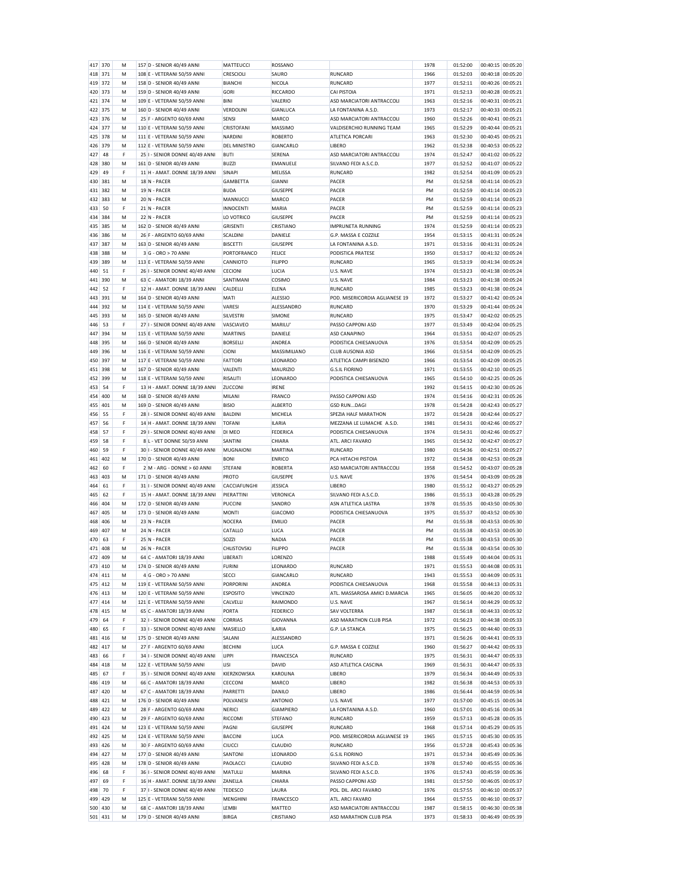| | | | | | | | | | | | |
|---|---|---|---|---|---|---|---|---|---|---|---|
| 417 | 370 | M | 157 | D - SENIOR 40/49 ANNI | MATTEUCCI | ROSSANO | | 1978 | 01:52:00 | 00:40:15 | 00:05:20 |
| 418 | 371 | M | 108 | E - VETERANI 50/59 ANNI | CRESCIOLI | SAURO | RUNCARD | 1966 | 01:52:03 | 00:40:18 | 00:05:20 |
| 419 | 372 | M | 158 | D - SENIOR 40/49 ANNI | BIANCHI | NICOLA | RUNCARD | 1977 | 01:52:11 | 00:40:26 | 00:05:21 |
| 420 | 373 | M | 159 | D - SENIOR 40/49 ANNI | GORI | RICCARDO | CAI PISTOIA | 1971 | 01:52:13 | 00:40:28 | 00:05:21 |
| 421 | 374 | M | 109 | E - VETERANI 50/59 ANNI | BINI | VALERIO | ASD MARCIATORI ANTRACCOLI | 1963 | 01:52:16 | 00:40:31 | 00:05:21 |
| 422 | 375 | M | 160 | D - SENIOR 40/49 ANNI | VERDOLINI | GIANLUCA | LA FONTANINA A.S.D. | 1973 | 01:52:17 | 00:40:33 | 00:05:21 |
| 423 | 376 | M | 25 | F - ARGENTO 60/69 ANNI | SENSI | MARCO | ASD MARCIATORI ANTRACCOLI | 1960 | 01:52:26 | 00:40:41 | 00:05:21 |
| 424 | 377 | M | 110 | E - VETERANI 50/59 ANNI | CRISTOFANI | MASSIMO | VALDISERCHIO RUNNING TEAM | 1965 | 01:52:29 | 00:40:44 | 00:05:21 |
| 425 | 378 | M | 111 | E - VETERANI 50/59 ANNI | NARDINI | ROBERTO | ATLETICA PORCARI | 1963 | 01:52:30 | 00:40:45 | 00:05:21 |
| 426 | 379 | M | 112 | E - VETERANI 50/59 ANNI | DEL MINISTRO | GIANCARLO | LIBERO | 1962 | 01:52:38 | 00:40:53 | 00:05:22 |
| 427 | 48 | F | 25 | I - SENIOR DONNE 40/49 ANNI | BUTI | SERENA | ASD MARCIATORI ANTRACCOLI | 1974 | 01:52:47 | 00:41:02 | 00:05:22 |
| 428 | 380 | M | 161 | D - SENIOR 40/49 ANNI | BUZZI | EMANUELE | SILVANO FEDI A.S.C.D. | 1977 | 01:52:52 | 00:41:07 | 00:05:22 |
| 429 | 49 | F | 11 | H - AMAT. DONNE 18/39 ANNI | SINAPI | MELISSA | RUNCARD | 1982 | 01:52:54 | 00:41:09 | 00:05:23 |
| 430 | 381 | M | 18 | N - PACER | GAMBETTA | GIANNI | PACER | PM | 01:52:58 | 00:41:14 | 00:05:23 |
| 431 | 382 | M | 19 | N - PACER | BUDA | GIUSEPPE | PACER | PM | 01:52:59 | 00:41:14 | 00:05:23 |
| 432 | 383 | M | 20 | N - PACER | MANNUCCI | MARCO | PACER | PM | 01:52:59 | 00:41:14 | 00:05:23 |
| 433 | 50 | F | 21 | N - PACER | INNOCENTI | MARIA | PACER | PM | 01:52:59 | 00:41:14 | 00:05:23 |
| 434 | 384 | M | 22 | N - PACER | LO VOTRICO | GIUSEPPE | PACER | PM | 01:52:59 | 00:41:14 | 00:05:23 |
| 435 | 385 | M | 162 | D - SENIOR 40/49 ANNI | GRISENTI | CRISTIANO | IMPRUNETA RUNNING | 1974 | 01:52:59 | 00:41:14 | 00:05:23 |
| 436 | 386 | M | 26 | F - ARGENTO 60/69 ANNI | SCALDINI | DANIELE | G.P. MASSA E COZZILE | 1954 | 01:53:15 | 00:41:31 | 00:05:24 |
| 437 | 387 | M | 163 | D - SENIOR 40/49 ANNI | BISCETTI | GIUSEPPE | LA FONTANINA A.S.D. | 1971 | 01:53:16 | 00:41:31 | 00:05:24 |
| 438 | 388 | M | 3 | G - ORO > 70 ANNI | PORTOFRANCO | FELICE | PODISTICA PRATESE | 1950 | 01:53:17 | 00:41:32 | 00:05:24 |
| 439 | 389 | M | 113 | E - VETERANI 50/59 ANNI | CANNIOTO | FILIPPO | RUNCARD | 1965 | 01:53:19 | 00:41:34 | 00:05:24 |
| 440 | 51 | F | 26 | I - SENIOR DONNE 40/49 ANNI | CECIONI | LUCIA | U.S. NAVE | 1974 | 01:53:23 | 00:41:38 | 00:05:24 |
| 441 | 390 | M | 63 | C - AMATORI 18/39 ANNI | SANTIMANI | COSIMO | U.S. NAVE | 1984 | 01:53:23 | 00:41:38 | 00:05:24 |
| 442 | 52 | F | 12 | H - AMAT. DONNE 18/39 ANNI | CALDELLI | ELENA | RUNCARD | 1985 | 01:53:23 | 00:41:38 | 00:05:24 |
| 443 | 391 | M | 164 | D - SENIOR 40/49 ANNI | MATI | ALESSIO | POD. MISERICORDIA AGLIANESE 19 | 1972 | 01:53:27 | 00:41:42 | 00:05:24 |
| 444 | 392 | M | 114 | E - VETERANI 50/59 ANNI | VARESI | ALESSANDRO | RUNCARD | 1970 | 01:53:29 | 00:41:44 | 00:05:24 |
| 445 | 393 | M | 165 | D - SENIOR 40/49 ANNI | SILVESTRI | SIMONE | RUNCARD | 1975 | 01:53:47 | 00:42:02 | 00:05:25 |
| 446 | 53 | F | 27 | I - SENIOR DONNE 40/49 ANNI | VASCIAVEO | MARILU' | PASSO CAPPONI ASD | 1977 | 01:53:49 | 00:42:04 | 00:05:25 |
| 447 | 394 | M | 115 | E - VETERANI 50/59 ANNI | MARTINIS | DANIELE | ASD CANAPINO | 1964 | 01:53:51 | 00:42:07 | 00:05:25 |
| 448 | 395 | M | 166 | D - SENIOR 40/49 ANNI | BORSELLI | ANDREA | PODISTICA CHIESANUOVA | 1976 | 01:53:54 | 00:42:09 | 00:05:25 |
| 449 | 396 | M | 116 | E - VETERANI 50/59 ANNI | CIONI | MASSIMILIANO | CLUB AUSONIA ASD | 1966 | 01:53:54 | 00:42:09 | 00:05:25 |
| 450 | 397 | M | 117 | E - VETERANI 50/59 ANNI | FATTORI | LEONARDO | ATLETICA CAMPI BISENZIO | 1966 | 01:53:54 | 00:42:09 | 00:05:25 |
| 451 | 398 | M | 167 | D - SENIOR 40/49 ANNI | VALENTI | MAURIZIO | G.S.IL FIORINO | 1971 | 01:53:55 | 00:42:10 | 00:05:25 |
| 452 | 399 | M | 118 | E - VETERANI 50/59 ANNI | RISALITI | LEONARDO | PODISTICA CHIESANUOVA | 1965 | 01:54:10 | 00:42:25 | 00:05:26 |
| 453 | 54 | F | 13 | H - AMAT. DONNE 18/39 ANNI | ZUCCONI | IRENE | | 1992 | 01:54:15 | 00:42:30 | 00:05:26 |
| 454 | 400 | M | 168 | D - SENIOR 40/49 ANNI | MILANI | FRANCO | PASSO CAPPONI ASD | 1974 | 01:54:16 | 00:42:31 | 00:05:26 |
| 455 | 401 | M | 169 | D - SENIOR 40/49 ANNI | BISIO | ALBERTO | GSD RUN...DAGI | 1978 | 01:54:28 | 00:42:43 | 00:05:27 |
| 456 | 55 | F | 28 | I - SENIOR DONNE 40/49 ANNI | BALDINI | MICHELA | SPEZIA HALF MARATHON | 1972 | 01:54:28 | 00:42:44 | 00:05:27 |
| 457 | 56 | F | 14 | H - AMAT. DONNE 18/39 ANNI | TOFANI | ILARIA | MEZZANA LE LUMACHE A.S.D. | 1981 | 01:54:31 | 00:42:46 | 00:05:27 |
| 458 | 57 | F | 29 | I - SENIOR DONNE 40/49 ANNI | DI MEO | FEDERICA | PODISTICA CHIESANUOVA | 1974 | 01:54:31 | 00:42:46 | 00:05:27 |
| 459 | 58 | F | 8 | L - VET DONNE 50/59 ANNI | SANTINI | CHIARA | ATL. ARCI FAVARO | 1965 | 01:54:32 | 00:42:47 | 00:05:27 |
| 460 | 59 | F | 30 | I - SENIOR DONNE 40/49 ANNI | MUGNAIONI | MARTINA | RUNCARD | 1980 | 01:54:36 | 00:42:51 | 00:05:27 |
| 461 | 402 | M | 170 | D - SENIOR 40/49 ANNI | BONI | ENRICO | PCA HITACHI PISTOIA | 1972 | 01:54:38 | 00:42:53 | 00:05:28 |
| 462 | 60 | F | 2 | M - ARG - DONNE > 60 ANNI | STEFANI | ROBERTA | ASD MARCIATORI ANTRACCOLI | 1958 | 01:54:52 | 00:43:07 | 00:05:28 |
| 463 | 403 | M | 171 | D - SENIOR 40/49 ANNI | PROTO | GIUSEPPE | U.S. NAVE | 1976 | 01:54:54 | 00:43:09 | 00:05:28 |
| 464 | 61 | F | 31 | I - SENIOR DONNE 40/49 ANNI | CACCIAFUNGHI | JESSICA | LIBERO | 1980 | 01:55:12 | 00:43:27 | 00:05:29 |
| 465 | 62 | F | 15 | H - AMAT. DONNE 18/39 ANNI | PIERATTINI | VERONICA | SILVANO FEDI A.S.C.D. | 1986 | 01:55:13 | 00:43:28 | 00:05:29 |
| 466 | 404 | M | 172 | D - SENIOR 40/49 ANNI | PUCCINI | SANDRO | ASN ATLETICA LASTRA | 1978 | 01:55:35 | 00:43:50 | 00:05:30 |
| 467 | 405 | M | 173 | D - SENIOR 40/49 ANNI | MONTI | GIACOMO | PODISTICA CHIESANUOVA | 1975 | 01:55:37 | 00:43:52 | 00:05:30 |
| 468 | 406 | M | 23 | N - PACER | NOCERA | EMILIO | PACER | PM | 01:55:38 | 00:43:53 | 00:05:30 |
| 469 | 407 | M | 24 | N - PACER | CATALLO | LUCA | PACER | PM | 01:55:38 | 00:43:53 | 00:05:30 |
| 470 | 63 | F | 25 | N - PACER | SOZZI | NADIA | PACER | PM | 01:55:38 | 00:43:53 | 00:05:30 |
| 471 | 408 | M | 26 | N - PACER | CHLISTOVSKJ | FILIPPO | PACER | PM | 01:55:38 | 00:43:54 | 00:05:30 |
| 472 | 409 | M | 64 | C - AMATORI 18/39 ANNI | LIBERATI | LORENZO | | 1988 | 01:55:49 | 00:44:04 | 00:05:31 |
| 473 | 410 | M | 174 | D - SENIOR 40/49 ANNI | FURINI | LEONARDO | RUNCARD | 1971 | 01:55:53 | 00:44:08 | 00:05:31 |
| 474 | 411 | M | 4 | G - ORO > 70 ANNI | SECCI | GIANCARLO | RUNCARD | 1943 | 01:55:53 | 00:44:09 | 00:05:31 |
| 475 | 412 | M | 119 | E - VETERANI 50/59 ANNI | PORPORINI | ANDREA | PODISTICA CHIESANUOVA | 1968 | 01:55:58 | 00:44:13 | 00:05:31 |
| 476 | 413 | M | 120 | E - VETERANI 50/59 ANNI | ESPOSITO | VINCENZO | ATL. MASSAROSA AMICI D.MARCIA | 1965 | 01:56:05 | 00:44:20 | 00:05:32 |
| 477 | 414 | M | 121 | E - VETERANI 50/59 ANNI | CALVELLI | RAIMONDO | U.S. NAVE | 1967 | 01:56:14 | 00:44:29 | 00:05:32 |
| 478 | 415 | M | 65 | C - AMATORI 18/39 ANNI | PORTA | FEDERICO | SAV VOLTERRA | 1987 | 01:56:18 | 00:44:33 | 00:05:32 |
| 479 | 64 | F | 32 | I - SENIOR DONNE 40/49 ANNI | CORRIAS | GIOVANNA | ASD MARATHON CLUB PISA | 1972 | 01:56:23 | 00:44:38 | 00:05:33 |
| 480 | 65 | F | 33 | I - SENIOR DONNE 40/49 ANNI | MASIELLO | ILARIA | G.P. LA STANCA | 1975 | 01:56:25 | 00:44:40 | 00:05:33 |
| 481 | 416 | M | 175 | D - SENIOR 40/49 ANNI | SALANI | ALESSANDRO | | 1971 | 01:56:26 | 00:44:41 | 00:05:33 |
| 482 | 417 | M | 27 | F - ARGENTO 60/69 ANNI | BECHINI | LUCA | G.P. MASSA E COZZILE | 1960 | 01:56:27 | 00:44:42 | 00:05:33 |
| 483 | 66 | F | 34 | I - SENIOR DONNE 40/49 ANNI | LIPPI | FRANCESCA | RUNCARD | 1975 | 01:56:31 | 00:44:47 | 00:05:33 |
| 484 | 418 | M | 122 | E - VETERANI 50/59 ANNI | LISI | DAVID | ASD ATLETICA CASCINA | 1969 | 01:56:31 | 00:44:47 | 00:05:33 |
| 485 | 67 | F | 35 | I - SENIOR DONNE 40/49 ANNI | KIERZKOWSKA | KAROLINA | LIBERO | 1979 | 01:56:34 | 00:44:49 | 00:05:33 |
| 486 | 419 | M | 66 | C - AMATORI 18/39 ANNI | CECCONI | MARCO | LIBERO | 1982 | 01:56:38 | 00:44:53 | 00:05:33 |
| 487 | 420 | M | 67 | C - AMATORI 18/39 ANNI | PARRETTI | DANILO | LIBERO | 1986 | 01:56:44 | 00:44:59 | 00:05:34 |
| 488 | 421 | M | 176 | D - SENIOR 40/49 ANNI | POLVANESI | ANTONIO | U.S. NAVE | 1977 | 01:57:00 | 00:45:15 | 00:05:34 |
| 489 | 422 | M | 28 | F - ARGENTO 60/69 ANNI | NERICI | GIAMPIERO | LA FONTANINA A.S.D. | 1960 | 01:57:01 | 00:45:16 | 00:05:34 |
| 490 | 423 | M | 29 | F - ARGENTO 60/69 ANNI | RICCOMI | STEFANO | RUNCARD | 1959 | 01:57:13 | 00:45:28 | 00:05:35 |
| 491 | 424 | M | 123 | E - VETERANI 50/59 ANNI | PAGNI | GIUSEPPE | RUNCARD | 1968 | 01:57:14 | 00:45:29 | 00:05:35 |
| 492 | 425 | M | 124 | E - VETERANI 50/59 ANNI | BACCINI | LUCA | POD. MISERICORDIA AGLIANESE 19 | 1965 | 01:57:15 | 00:45:30 | 00:05:35 |
| 493 | 426 | M | 30 | F - ARGENTO 60/69 ANNI | CIUCCI | CLAUDIO | RUNCARD | 1956 | 01:57:28 | 00:45:43 | 00:05:36 |
| 494 | 427 | M | 177 | D - SENIOR 40/49 ANNI | SANTONI | LEONARDO | G.S.IL FIORINO | 1971 | 01:57:34 | 00:45:49 | 00:05:36 |
| 495 | 428 | M | 178 | D - SENIOR 40/49 ANNI | PAOLACCI | CLAUDIO | SILVANO FEDI A.S.C.D. | 1978 | 01:57:40 | 00:45:55 | 00:05:36 |
| 496 | 68 | F | 36 | I - SENIOR DONNE 40/49 ANNI | MATULLI | MARINA | SILVANO FEDI A.S.C.D. | 1976 | 01:57:43 | 00:45:59 | 00:05:36 |
| 497 | 69 | F | 16 | H - AMAT. DONNE 18/39 ANNI | ZANELLA | CHIARA | PASSO CAPPONI ASD | 1981 | 01:57:50 | 00:46:05 | 00:05:37 |
| 498 | 70 | F | 37 | I - SENIOR DONNE 40/49 ANNI | TEDESCO | LAURA | POL. DIL. ARCI FAVARO | 1976 | 01:57:55 | 00:46:10 | 00:05:37 |
| 499 | 429 | M | 125 | E - VETERANI 50/59 ANNI | MENGHINI | FRANCESCO | ATL. ARCI FAVARO | 1964 | 01:57:55 | 00:46:10 | 00:05:37 |
| 500 | 430 | M | 68 | C - AMATORI 18/39 ANNI | LEMBI | MATTEO | ASD MARCIATORI ANTRACCOLI | 1987 | 01:58:15 | 00:46:30 | 00:05:38 |
| 501 | 431 | M | 179 | D - SENIOR 40/49 ANNI | BIRGA | CRISTIANO | ASD MARATHON CLUB PISA | 1973 | 01:58:33 | 00:46:49 | 00:05:39 |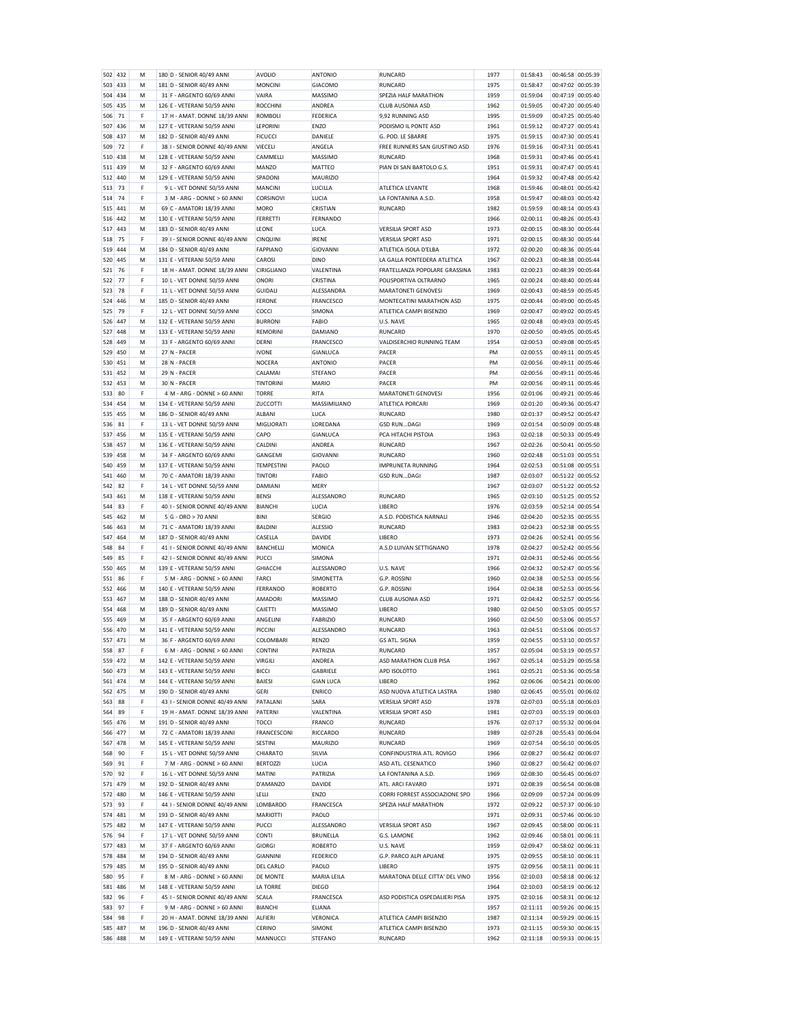| 502 | 432 | M | 180 | D - SENIOR 40/49 ANNI | AVOLIO | ANTONIO | RUNCARD | 1977 | 01:58:43 | 00:46:58 | 00:05:39 |
|---|---|---|---|---|---|---|---|---|---|---|---|
| 503 | 433 | M | 181 | D - SENIOR 40/49 ANNI | MONCINI | GIACOMO | RUNCARD | 1975 | 01:58:47 | 00:47:02 | 00:05:39 |
| 504 | 434 | M | 31 | F - ARGENTO 60/69 ANNI | VAIRA | MASSIMO | SPEZIA HALF MARATHON | 1959 | 01:59:04 | 00:47:19 | 00:05:40 |
| 505 | 435 | M | 126 | E - VETERANI 50/59 ANNI | ROCCHINI | ANDREA | CLUB AUSONIA ASD | 1962 | 01:59:05 | 00:47:20 | 00:05:40 |
| 506 | 71 | F | 17 | H - AMAT. DONNE 18/39 ANNI | ROMBOLI | FEDERICA | 9,92 RUNNING ASD | 1995 | 01:59:09 | 00:47:25 | 00:05:40 |
| 507 | 436 | M | 127 | E - VETERANI 50/59 ANNI | LEPORINI | ENZO | PODISMO IL PONTE ASD | 1961 | 01:59:12 | 00:47:27 | 00:05:41 |
| 508 | 437 | M | 182 | D - SENIOR 40/49 ANNI | FICUCCI | DANIELE | G. POD. LE SBARRE | 1975 | 01:59:15 | 00:47:30 | 00:05:41 |
| 509 | 72 | F | 38 | I - SENIOR DONNE 40/49 ANNI | VIECELI | ANGELA | FREE RUNNERS SAN GIUSTINO ASD | 1976 | 01:59:16 | 00:47:31 | 00:05:41 |
| 510 | 438 | M | 128 | E - VETERANI 50/59 ANNI | CAMMELLI | MASSIMO | RUNCARD | 1968 | 01:59:31 | 00:47:46 | 00:05:41 |
| 511 | 439 | M | 32 | F - ARGENTO 60/69 ANNI | MANZO | MATTEO | PIAN DI SAN BARTOLO G.S. | 1951 | 01:59:31 | 00:47:47 | 00:05:41 |
| 512 | 440 | M | 129 | E - VETERANI 50/59 ANNI | SPADONI | MAURIZIO | | 1964 | 01:59:32 | 00:47:48 | 00:05:42 |
| 513 | 73 | F | 9 | L - VET DONNE 50/59 ANNI | MANCINI | LUCILLA | ATLETICA LEVANTE | 1968 | 01:59:46 | 00:48:01 | 00:05:42 |
| 514 | 74 | F | 3 | M - ARG - DONNE > 60 ANNI | CORSINOVI | LUCIA | LA FONTANINA A.S.D. | 1958 | 01:59:47 | 00:48:03 | 00:05:42 |
| 515 | 441 | M | 69 | C - AMATORI 18/39 ANNI | MORO | CRISTIAN | RUNCARD | 1982 | 01:59:59 | 00:48:14 | 00:05:43 |
| 516 | 442 | M | 130 | E - VETERANI 50/59 ANNI | FERRETTI | FERNANDO | | 1966 | 02:00:11 | 00:48:26 | 00:05:43 |
| 517 | 443 | M | 183 | D - SENIOR 40/49 ANNI | LEONE | LUCA | VERSILIA SPORT ASD | 1973 | 02:00:15 | 00:48:30 | 00:05:44 |
| 518 | 75 | F | 39 | I - SENIOR DONNE 40/49 ANNI | CINQUINI | IRENE | VERSILIA SPORT ASD | 1971 | 02:00:15 | 00:48:30 | 00:05:44 |
| 519 | 444 | M | 184 | D - SENIOR 40/49 ANNI | FAPPIANO | GIOVANNI | ATLETICA ISOLA D'ELBA | 1972 | 02:00:20 | 00:48:36 | 00:05:44 |
| 520 | 445 | M | 131 | E - VETERANI 50/59 ANNI | CAROSI | DINO | LA GALLA PONTEDERA ATLETICA | 1967 | 02:00:23 | 00:48:38 | 00:05:44 |
| 521 | 76 | F | 18 | H - AMAT. DONNE 18/39 ANNI | CIRIGLIANO | VALENTINA | FRATELLANZA POPOLARE GRASSINA | 1983 | 02:00:23 | 00:48:39 | 00:05:44 |
| 522 | 77 | F | 10 | L - VET DONNE 50/59 ANNI | ONORI | CRISTINA | POLISPORTIVA OLTRARNO | 1965 | 02:00:24 | 00:48:40 | 00:05:44 |
| 523 | 78 | F | 11 | L - VET DONNE 50/59 ANNI | GUIDALI | ALESSANDRA | MARATONETI GENOVESI | 1969 | 02:00:43 | 00:48:59 | 00:05:45 |
| 524 | 446 | M | 185 | D - SENIOR 40/49 ANNI | FERONE | FRANCESCO | MONTECATINI MARATHON ASD | 1975 | 02:00:44 | 00:49:00 | 00:05:45 |
| 525 | 79 | F | 12 | L - VET DONNE 50/59 ANNI | COCCI | SIMONA | ATLETICA CAMPI BISENZIO | 1969 | 02:00:47 | 00:49:02 | 00:05:45 |
| 526 | 447 | M | 132 | E - VETERANI 50/59 ANNI | BURRONI | FABIO | U.S. NAVE | 1965 | 02:00:48 | 00:49:03 | 00:05:45 |
| 527 | 448 | M | 133 | E - VETERANI 50/59 ANNI | REMORINI | DAMIANO | RUNCARD | 1970 | 02:00:50 | 00:49:05 | 00:05:45 |
| 528 | 449 | M | 33 | F - ARGENTO 60/69 ANNI | DERNI | FRANCESCO | VALDISERCHIO RUNNING TEAM | 1954 | 02:00:53 | 00:49:08 | 00:05:45 |
| 529 | 450 | M | 27 | N - PACER | IVONE | GIANLUCA | PACER | PM | 02:00:55 | 00:49:11 | 00:05:45 |
| 530 | 451 | M | 28 | N - PACER | NOCERA | ANTONIO | PACER | PM | 02:00:56 | 00:49:11 | 00:05:46 |
| 531 | 452 | M | 29 | N - PACER | CALAMAI | STEFANO | PACER | PM | 02:00:56 | 00:49:11 | 00:05:46 |
| 532 | 453 | M | 30 | N - PACER | TINTORINI | MARIO | PACER | PM | 02:00:56 | 00:49:11 | 00:05:46 |
| 533 | 80 | F | 4 | M - ARG - DONNE > 60 ANNI | TORRE | RITA | MARATONETI GENOVESI | 1956 | 02:01:06 | 00:49:21 | 00:05:46 |
| 534 | 454 | M | 134 | E - VETERANI 50/59 ANNI | ZUCCOTTI | MASSIMILIANO | ATLETICA PORCARI | 1969 | 02:01:20 | 00:49:36 | 00:05:47 |
| 535 | 455 | M | 186 | D - SENIOR 40/49 ANNI | ALBANI | LUCA | RUNCARD | 1980 | 02:01:37 | 00:49:52 | 00:05:47 |
| 536 | 81 | F | 13 | L - VET DONNE 50/59 ANNI | MIGLIORATI | LOREDANA | GSD RUN...DAGI | 1969 | 02:01:54 | 00:50:09 | 00:05:48 |
| 537 | 456 | M | 135 | E - VETERANI 50/59 ANNI | CAPO | GIANLUCA | PCA HITACHI PISTOIA | 1963 | 02:02:18 | 00:50:33 | 00:05:49 |
| 538 | 457 | M | 136 | E - VETERANI 50/59 ANNI | CALDINI | ANDREA | RUNCARD | 1967 | 02:02:26 | 00:50:41 | 00:05:50 |
| 539 | 458 | M | 34 | F - ARGENTO 60/69 ANNI | GANGEMI | GIOVANNI | RUNCARD | 1960 | 02:02:48 | 00:51:03 | 00:05:51 |
| 540 | 459 | M | 137 | E - VETERANI 50/59 ANNI | TEMPESTINI | PAOLO | IMPRUNETA RUNNING | 1964 | 02:02:53 | 00:51:08 | 00:05:51 |
| 541 | 460 | M | 70 | C - AMATORI 18/39 ANNI | TINTORI | FABIO | GSD RUN...DAGI | 1987 | 02:03:07 | 00:51:22 | 00:05:52 |
| 542 | 82 | F | 14 | L - VET DONNE 50/59 ANNI | DAMIANI | MERY | | 1967 | 02:03:07 | 00:51:22 | 00:05:52 |
| 543 | 461 | M | 138 | E - VETERANI 50/59 ANNI | BENSI | ALESSANDRO | RUNCARD | 1965 | 02:03:10 | 00:51:25 | 00:05:52 |
| 544 | 83 | F | 40 | I - SENIOR DONNE 40/49 ANNI | BIANCHI | LUCIA | LIBERO | 1976 | 02:03:59 | 00:52:14 | 00:05:54 |
| 545 | 462 | M | 5 | G - ORO > 70 ANNI | BINI | SERGIO | A.S.D. PODISTICA NARNALI | 1946 | 02:04:20 | 00:52:35 | 00:05:55 |
| 546 | 463 | M | 71 | C - AMATORI 18/39 ANNI | BALDINI | ALESSIO | RUNCARD | 1983 | 02:04:23 | 00:52:38 | 00:05:55 |
| 547 | 464 | M | 187 | D - SENIOR 40/49 ANNI | CASELLA | DAVIDE | LIBERO | 1973 | 02:04:26 | 00:52:41 | 00:05:56 |
| 548 | 84 | F | 41 | I - SENIOR DONNE 40/49 ANNI | BANCHELLI | MONICA | A.S.D LUIVAN SETTIGNANO | 1978 | 02:04:27 | 00:52:42 | 00:05:56 |
| 549 | 85 | F | 42 | I - SENIOR DONNE 40/49 ANNI | PUCCI | SIMONA | | 1971 | 02:04:31 | 00:52:46 | 00:05:56 |
| 550 | 465 | M | 139 | E - VETERANI 50/59 ANNI | GHIACCHI | ALESSANDRO | U.S. NAVE | 1966 | 02:04:32 | 00:52:47 | 00:05:56 |
| 551 | 86 | F | 5 | M - ARG - DONNE > 60 ANNI | FARCI | SIMONETTA | G.P. ROSSINI | 1960 | 02:04:38 | 00:52:53 | 00:05:56 |
| 552 | 466 | M | 140 | E - VETERANI 50/59 ANNI | FERRANDO | ROBERTO | G.P. ROSSINI | 1964 | 02:04:38 | 00:52:53 | 00:05:56 |
| 553 | 467 | M | 188 | D - SENIOR 40/49 ANNI | AMADORI | MASSIMO | CLUB AUSONIA ASD | 1971 | 02:04:42 | 00:52:57 | 00:05:56 |
| 554 | 468 | M | 189 | D - SENIOR 40/49 ANNI | CAIETTI | MASSIMO | LIBERO | 1980 | 02:04:50 | 00:53:05 | 00:05:57 |
| 555 | 469 | M | 35 | F - ARGENTO 60/69 ANNI | ANGELINI | FABRIZIO | RUNCARD | 1960 | 02:04:50 | 00:53:06 | 00:05:57 |
| 556 | 470 | M | 141 | E - VETERANI 50/59 ANNI | PICCINI | ALESSANDRO | RUNCARD | 1963 | 02:04:51 | 00:53:06 | 00:05:57 |
| 557 | 471 | M | 36 | F - ARGENTO 60/69 ANNI | COLOMBARI | RENZO | GS ATL. SIGNA | 1959 | 02:04:55 | 00:53:10 | 00:05:57 |
| 558 | 87 | F | 6 | M - ARG - DONNE > 60 ANNI | CONTINI | PATRIZIA | RUNCARD | 1957 | 02:05:04 | 00:53:19 | 00:05:57 |
| 559 | 472 | M | 142 | E - VETERANI 50/59 ANNI | VIRGILI | ANDREA | ASD MARATHON CLUB PISA | 1967 | 02:05:14 | 00:53:29 | 00:05:58 |
| 560 | 473 | M | 143 | E - VETERANI 50/59 ANNI | BICCI | GABRIELE | APD ISOLOTTO | 1961 | 02:05:21 | 00:53:36 | 00:05:58 |
| 561 | 474 | M | 144 | E - VETERANI 50/59 ANNI | BAIESI | GIAN LUCA | LIBERO | 1962 | 02:06:06 | 00:54:21 | 00:06:00 |
| 562 | 475 | M | 190 | D - SENIOR 40/49 ANNI | GERI | ENRICO | ASD NUOVA ATLETICA LASTRA | 1980 | 02:06:45 | 00:55:01 | 00:06:02 |
| 563 | 88 | F | 43 | I - SENIOR DONNE 40/49 ANNI | PATALANI | SARA | VERSILIA SPORT ASD | 1978 | 02:07:03 | 00:55:18 | 00:06:03 |
| 564 | 89 | F | 19 | H - AMAT. DONNE 18/39 ANNI | PATERNI | VALENTINA | VERSILIA SPORT ASD | 1981 | 02:07:03 | 00:55:19 | 00:06:03 |
| 565 | 476 | M | 191 | D - SENIOR 40/49 ANNI | TOCCI | FRANCO | RUNCARD | 1976 | 02:07:17 | 00:55:32 | 00:06:04 |
| 566 | 477 | M | 72 | C - AMATORI 18/39 ANNI | FRANCESCONI | RICCARDO | RUNCARD | 1989 | 02:07:28 | 00:55:43 | 00:06:04 |
| 567 | 478 | M | 145 | E - VETERANI 50/59 ANNI | SESTINI | MAURIZIO | RUNCARD | 1969 | 02:07:54 | 00:56:10 | 00:06:05 |
| 568 | 90 | F | 15 | L - VET DONNE 50/59 ANNI | CHIARATO | SILVIA | CONFINDUSTRIA ATL. ROVIGO | 1966 | 02:08:27 | 00:56:42 | 00:06:07 |
| 569 | 91 | F | 7 | M - ARG - DONNE > 60 ANNI | BERTOZZI | LUCIA | ASD ATL. CESENATICO | 1960 | 02:08:27 | 00:56:42 | 00:06:07 |
| 570 | 92 | F | 16 | L - VET DONNE 50/59 ANNI | MATINI | PATRIZIA | LA FONTANINA A.S.D. | 1969 | 02:08:30 | 00:56:45 | 00:06:07 |
| 571 | 479 | M | 192 | D - SENIOR 40/49 ANNI | D'AMANZO | DAVIDE | ATL. ARCI FAVARO | 1971 | 02:08:39 | 00:56:54 | 00:06:08 |
| 572 | 480 | M | 146 | E - VETERANI 50/59 ANNI | LELLI | ENZO | CORRI FORREST ASSOCIAZIONE SPO | 1966 | 02:09:09 | 00:57:24 | 00:06:09 |
| 573 | 93 | F | 44 | I - SENIOR DONNE 40/49 ANNI | LOMBARDO | FRANCESCA | SPEZIA HALF MARATHON | 1972 | 02:09:22 | 00:57:37 | 00:06:10 |
| 574 | 481 | M | 193 | D - SENIOR 40/49 ANNI | MARIOTTI | PAOLO | | 1971 | 02:09:31 | 00:57:46 | 00:06:10 |
| 575 | 482 | M | 147 | E - VETERANI 50/59 ANNI | PUCCI | ALESSANDRO | VERSILIA SPORT ASD | 1967 | 02:09:45 | 00:58:00 | 00:06:11 |
| 576 | 94 | F | 17 | L - VET DONNE 50/59 ANNI | CONTI | BRUNELLA | G.S. LAMONE | 1962 | 02:09:46 | 00:58:01 | 00:06:11 |
| 577 | 483 | M | 37 | F - ARGENTO 60/69 ANNI | GIORGI | ROBERTO | U.S. NAVE | 1959 | 02:09:47 | 00:58:02 | 00:06:11 |
| 578 | 484 | M | 194 | D - SENIOR 40/49 ANNI | GIANNINI | FEDERICO | G.P. PARCO ALPI APUANE | 1975 | 02:09:55 | 00:58:10 | 00:06:11 |
| 579 | 485 | M | 195 | D - SENIOR 40/49 ANNI | DEL CARLO | PAOLO | LIBERO | 1975 | 02:09:56 | 00:58:11 | 00:06:11 |
| 580 | 95 | F | 8 | M - ARG - DONNE > 60 ANNI | DE MONTE | MARIA LEILA | MARATONA DELLE CITTA' DEL VINO | 1956 | 02:10:03 | 00:58:18 | 00:06:12 |
| 581 | 486 | M | 148 | E - VETERANI 50/59 ANNI | LA TORRE | DIEGO | | 1964 | 02:10:03 | 00:58:19 | 00:06:12 |
| 582 | 96 | F | 45 | I - SENIOR DONNE 40/49 ANNI | SCALA | FRANCESCA | ASD PODISTICA OSPEDALIERI PISA | 1975 | 02:10:16 | 00:58:31 | 00:06:12 |
| 583 | 97 | F | 9 | M - ARG - DONNE > 60 ANNI | BIANCHI | ELIANA | | 1957 | 02:11:11 | 00:59:26 | 00:06:15 |
| 584 | 98 | F | 20 | H - AMAT. DONNE 18/39 ANNI | ALFIERI | VERONICA | ATLETICA CAMPI BISENZIO | 1987 | 02:11:14 | 00:59:29 | 00:06:15 |
| 585 | 487 | M | 196 | D - SENIOR 40/49 ANNI | CERINO | SIMONE | ATLETICA CAMPI BISENZIO | 1973 | 02:11:15 | 00:59:30 | 00:06:15 |
| 586 | 488 | M | 149 | E - VETERANI 50/59 ANNI | MANNUCCI | STEFANO | RUNCARD | 1962 | 02:11:18 | 00:59:33 | 00:06:15 |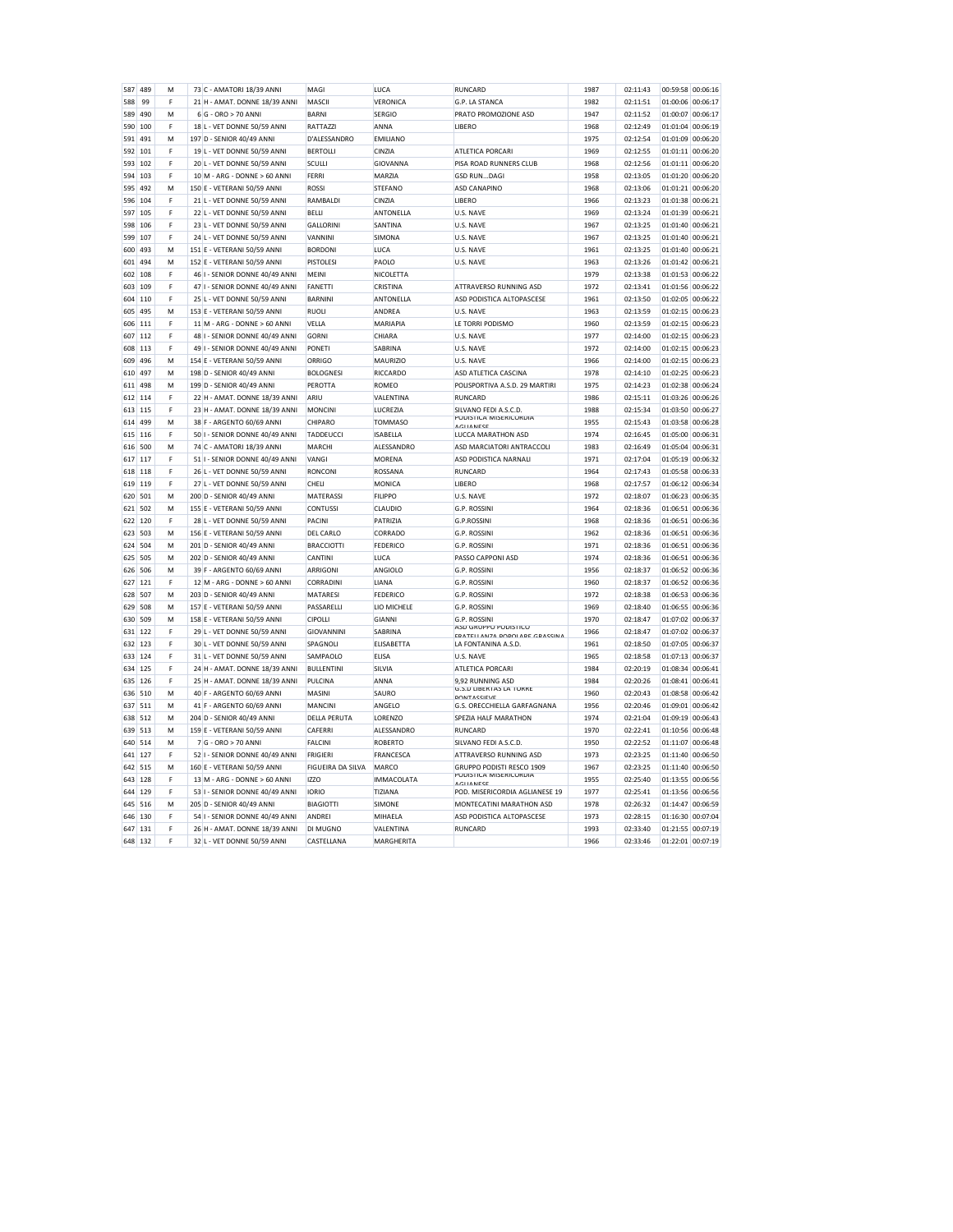| | | | | | | | | | | | |
|---|---|---|---|---|---|---|---|---|---|---|---|
| 587 | 489 | M | 73 | C - AMATORI 18/39 ANNI | MAGI | LUCA | RUNCARD | 1987 | 02:11:43 | 00:59:58 | 00:06:16 |
| 588 | 99 | F | 21 | H - AMAT. DONNE 18/39 ANNI | MASCII | VERONICA | G.P. LA STANCA | 1982 | 02:11:51 | 01:00:06 | 00:06:17 |
| 589 | 490 | M | 6 | G - ORO > 70 ANNI | BARNI | SERGIO | PRATO PROMOZIONE ASD | 1947 | 02:11:52 | 01:00:07 | 00:06:17 |
| 590 | 100 | F | 18 | L - VET DONNE 50/59 ANNI | RATTAZZI | ANNA | LIBERO | 1968 | 02:12:49 | 01:01:04 | 00:06:19 |
| 591 | 491 | M | 197 | D - SENIOR 40/49 ANNI | D'ALESSANDRO | EMILIANO | | 1975 | 02:12:54 | 01:01:09 | 00:06:20 |
| 592 | 101 | F | 19 | L - VET DONNE 50/59 ANNI | BERTOLLI | CINZIA | ATLETICA PORCARI | 1969 | 02:12:55 | 01:01:11 | 00:06:20 |
| 593 | 102 | F | 20 | L - VET DONNE 50/59 ANNI | SCULLI | GIOVANNA | PISA ROAD RUNNERS CLUB | 1968 | 02:12:56 | 01:01:11 | 00:06:20 |
| 594 | 103 | F | 10 | M - ARG - DONNE > 60 ANNI | FERRI | MARZIA | GSD RUN...DAGI | 1958 | 02:13:05 | 01:01:20 | 00:06:20 |
| 595 | 492 | M | 150 | E - VETERANI 50/59 ANNI | ROSSI | STEFANO | ASD CANAPINO | 1968 | 02:13:06 | 01:01:21 | 00:06:20 |
| 596 | 104 | F | 21 | L - VET DONNE 50/59 ANNI | RAMBALDI | CINZIA | LIBERO | 1966 | 02:13:23 | 01:01:38 | 00:06:21 |
| 597 | 105 | F | 22 | L - VET DONNE 50/59 ANNI | BELLI | ANTONELLA | U.S. NAVE | 1969 | 02:13:24 | 01:01:39 | 00:06:21 |
| 598 | 106 | F | 23 | L - VET DONNE 50/59 ANNI | GALLORINI | SANTINA | U.S. NAVE | 1967 | 02:13:25 | 01:01:40 | 00:06:21 |
| 599 | 107 | F | 24 | L - VET DONNE 50/59 ANNI | VANNINI | SIMONA | U.S. NAVE | 1967 | 02:13:25 | 01:01:40 | 00:06:21 |
| 600 | 493 | M | 151 | E - VETERANI 50/59 ANNI | BORDONI | LUCA | U.S. NAVE | 1961 | 02:13:25 | 01:01:40 | 00:06:21 |
| 601 | 494 | M | 152 | E - VETERANI 50/59 ANNI | PISTOLESI | PAOLO | U.S. NAVE | 1963 | 02:13:26 | 01:01:42 | 00:06:21 |
| 602 | 108 | F | 46 | I - SENIOR DONNE 40/49 ANNI | MEINI | NICOLETTA | | 1979 | 02:13:38 | 01:01:53 | 00:06:22 |
| 603 | 109 | F | 47 | I - SENIOR DONNE 40/49 ANNI | FANETTI | CRISTINA | ATTRAVERSO RUNNING ASD | 1972 | 02:13:41 | 01:01:56 | 00:06:22 |
| 604 | 110 | F | 25 | L - VET DONNE 50/59 ANNI | BARNINI | ANTONELLA | ASD PODISTICA ALTOPASCESE | 1961 | 02:13:50 | 01:02:05 | 00:06:22 |
| 605 | 495 | M | 153 | E - VETERANI 50/59 ANNI | RUOLI | ANDREA | U.S. NAVE | 1963 | 02:13:59 | 01:02:15 | 00:06:23 |
| 606 | 111 | F | 11 | M - ARG - DONNE > 60 ANNI | VELLA | MARIAPIA | LE TORRI PODISMO | 1960 | 02:13:59 | 01:02:15 | 00:06:23 |
| 607 | 112 | F | 48 | I - SENIOR DONNE 40/49 ANNI | GORNI | CHIARA | U.S. NAVE | 1977 | 02:14:00 | 01:02:15 | 00:06:23 |
| 608 | 113 | F | 49 | I - SENIOR DONNE 40/49 ANNI | PONETI | SABRINA | U.S. NAVE | 1972 | 02:14:00 | 01:02:15 | 00:06:23 |
| 609 | 496 | M | 154 | E - VETERANI 50/59 ANNI | ORRIGO | MAURIZIO | U.S. NAVE | 1966 | 02:14:00 | 01:02:15 | 00:06:23 |
| 610 | 497 | M | 198 | D - SENIOR 40/49 ANNI | BOLOGNESI | RICCARDO | ASD ATLETICA CASCINA | 1978 | 02:14:10 | 01:02:25 | 00:06:23 |
| 611 | 498 | M | 199 | D - SENIOR 40/49 ANNI | PEROTTA | ROMEO | POLISPORTIVA A.S.D. 29 MARTIRI | 1975 | 02:14:23 | 01:02:38 | 00:06:24 |
| 612 | 114 | F | 22 | H - AMAT. DONNE 18/39 ANNI | ARIU | VALENTINA | RUNCARD | 1986 | 02:15:11 | 01:03:26 | 00:06:26 |
| 613 | 115 | F | 23 | H - AMAT. DONNE 18/39 ANNI | MONCINI | LUCREZIA | SILVANO FEDI A.S.C.D. | 1988 | 02:15:34 | 01:03:50 | 00:06:27 |
| 614 | 499 | M | 38 | F - ARGENTO 60/69 ANNI | CHIPARO | TOMMASO | PODISTICA MISERICORDIA AGLIANESE | 1955 | 02:15:43 | 01:03:58 | 00:06:28 |
| 615 | 116 | F | 50 | I - SENIOR DONNE 40/49 ANNI | TADDEUCCI | ISABELLA | LUCCA MARATHON ASD | 1974 | 02:16:45 | 01:05:00 | 00:06:31 |
| 616 | 500 | M | 74 | C - AMATORI 18/39 ANNI | MARCHI | ALESSANDRO | ASD MARCIATORI ANTRACCOLI | 1983 | 02:16:49 | 01:05:04 | 00:06:31 |
| 617 | 117 | F | 51 | I - SENIOR DONNE 40/49 ANNI | VANGI | MORENA | ASD PODISTICA NARNALI | 1971 | 02:17:04 | 01:05:19 | 00:06:32 |
| 618 | 118 | F | 26 | L - VET DONNE 50/59 ANNI | RONCONI | ROSSANA | RUNCARD | 1964 | 02:17:43 | 01:05:58 | 00:06:33 |
| 619 | 119 | F | 27 | L - VET DONNE 50/59 ANNI | CHELI | MONICA | LIBERO | 1968 | 02:17:57 | 01:06:12 | 00:06:34 |
| 620 | 501 | M | 200 | D - SENIOR 40/49 ANNI | MATERASSI | FILIPPO | U.S. NAVE | 1972 | 02:18:07 | 01:06:23 | 00:06:35 |
| 621 | 502 | M | 155 | E - VETERANI 50/59 ANNI | CONTUSSI | CLAUDIO | G.P. ROSSINI | 1964 | 02:18:36 | 01:06:51 | 00:06:36 |
| 622 | 120 | F | 28 | L - VET DONNE 50/59 ANNI | PACINI | PATRIZIA | G.P.ROSSINI | 1968 | 02:18:36 | 01:06:51 | 00:06:36 |
| 623 | 503 | M | 156 | E - VETERANI 50/59 ANNI | DEL CARLO | CORRADO | G.P. ROSSINI | 1962 | 02:18:36 | 01:06:51 | 00:06:36 |
| 624 | 504 | M | 201 | D - SENIOR 40/49 ANNI | BRACCIOTTI | FEDERICO | G.P. ROSSINI | 1971 | 02:18:36 | 01:06:51 | 00:06:36 |
| 625 | 505 | M | 202 | D - SENIOR 40/49 ANNI | CANTINI | LUCA | PASSO CAPPONI ASD | 1974 | 02:18:36 | 01:06:51 | 00:06:36 |
| 626 | 506 | M | 39 | F - ARGENTO 60/69 ANNI | ARRIGONI | ANGIOLO | G.P. ROSSINI | 1956 | 02:18:37 | 01:06:52 | 00:06:36 |
| 627 | 121 | F | 12 | M - ARG - DONNE > 60 ANNI | CORRADINI | LIANA | G.P. ROSSINI | 1960 | 02:18:37 | 01:06:52 | 00:06:36 |
| 628 | 507 | M | 203 | D - SENIOR 40/49 ANNI | MATARESI | FEDERICO | G.P. ROSSINI | 1972 | 02:18:38 | 01:06:53 | 00:06:36 |
| 629 | 508 | M | 157 | E - VETERANI 50/59 ANNI | PASSARELLI | LIO MICHELE | G.P. ROSSINI | 1969 | 02:18:40 | 01:06:55 | 00:06:36 |
| 630 | 509 | M | 158 | E - VETERANI 50/59 ANNI | CIPOLLI | GIANNI | G.P. ROSSINI | 1970 | 02:18:47 | 01:07:02 | 00:06:37 |
| 631 | 122 | F | 29 | L - VET DONNE 50/59 ANNI | GIOVANNINI | SABRINA | ASD GRUPPO PODISTICO FRATELLANZA POPOLARE GRASSINA | 1966 | 02:18:47 | 01:07:02 | 00:06:37 |
| 632 | 123 | F | 30 | L - VET DONNE 50/59 ANNI | SPAGNOLI | ELISABETTA | LA FONTANINA A.S.D. | 1961 | 02:18:50 | 01:07:05 | 00:06:37 |
| 633 | 124 | F | 31 | L - VET DONNE 50/59 ANNI | SAMPAOLO | ELISA | U.S. NAVE | 1965 | 02:18:58 | 01:07:13 | 00:06:37 |
| 634 | 125 | F | 24 | H - AMAT. DONNE 18/39 ANNI | BULLENTINI | SILVIA | ATLETICA PORCARI | 1984 | 02:20:19 | 01:08:34 | 00:06:41 |
| 635 | 126 | F | 25 | H - AMAT. DONNE 18/39 ANNI | PULCINA | ANNA | 9,92 RUNNING ASD | 1984 | 02:20:26 | 01:08:41 | 00:06:41 |
| 636 | 510 | M | 40 | F - ARGENTO 60/69 ANNI | MASINI | SAURO | G.S.D LIBERTAS LA TORRE PONTASSIEVE | 1960 | 02:20:43 | 01:08:58 | 00:06:42 |
| 637 | 511 | M | 41 | F - ARGENTO 60/69 ANNI | MANCINI | ANGELO | G.S. ORECCHIELLA GARFAGNANA | 1956 | 02:20:46 | 01:09:01 | 00:06:42 |
| 638 | 512 | M | 204 | D - SENIOR 40/49 ANNI | DELLA PERUTA | LORENZO | SPEZIA HALF MARATHON | 1974 | 02:21:04 | 01:09:19 | 00:06:43 |
| 639 | 513 | M | 159 | E - VETERANI 50/59 ANNI | CAFERRI | ALESSANDRO | RUNCARD | 1970 | 02:22:41 | 01:10:56 | 00:06:48 |
| 640 | 514 | M | 7 | G - ORO > 70 ANNI | FALCINI | ROBERTO | SILVANO FEDI A.S.C.D. | 1950 | 02:22:52 | 01:11:07 | 00:06:48 |
| 641 | 127 | F | 52 | I - SENIOR DONNE 40/49 ANNI | FRIGIERI | FRANCESCA | ATTRAVERSO RUNNING ASD | 1973 | 02:23:25 | 01:11:40 | 00:06:50 |
| 642 | 515 | M | 160 | E - VETERANI 50/59 ANNI | FIGUEIRA DA SILVA | MARCO | GRUPPO PODISTI RESCO 1909 | 1967 | 02:23:25 | 01:11:40 | 00:06:50 |
| 643 | 128 | F | 13 | M - ARG - DONNE > 60 ANNI | IZZO | IMMACOLATA | PODISTICA MISERICORDIA AGLIANESE | 1955 | 02:25:40 | 01:13:55 | 00:06:56 |
| 644 | 129 | F | 53 | I - SENIOR DONNE 40/49 ANNI | IORIO | TIZIANA | POD. MISERICORDIA AGLIANESE 19 | 1977 | 02:25:41 | 01:13:56 | 00:06:56 |
| 645 | 516 | M | 205 | D - SENIOR 40/49 ANNI | BIAGIOTTI | SIMONE | MONTECATINI MARATHON ASD | 1978 | 02:26:32 | 01:14:47 | 00:06:59 |
| 646 | 130 | F | 54 | I - SENIOR DONNE 40/49 ANNI | ANDREI | MIHAELA | ASD PODISTICA ALTOPASCESE | 1973 | 02:28:15 | 01:16:30 | 00:07:04 |
| 647 | 131 | F | 26 | H - AMAT. DONNE 18/39 ANNI | DI MUGNO | VALENTINA | RUNCARD | 1993 | 02:33:40 | 01:21:55 | 00:07:19 |
| 648 | 132 | F | 32 | L - VET DONNE 50/59 ANNI | CASTELLANA | MARGHERITA | | 1966 | 02:33:46 | 01:22:01 | 00:07:19 |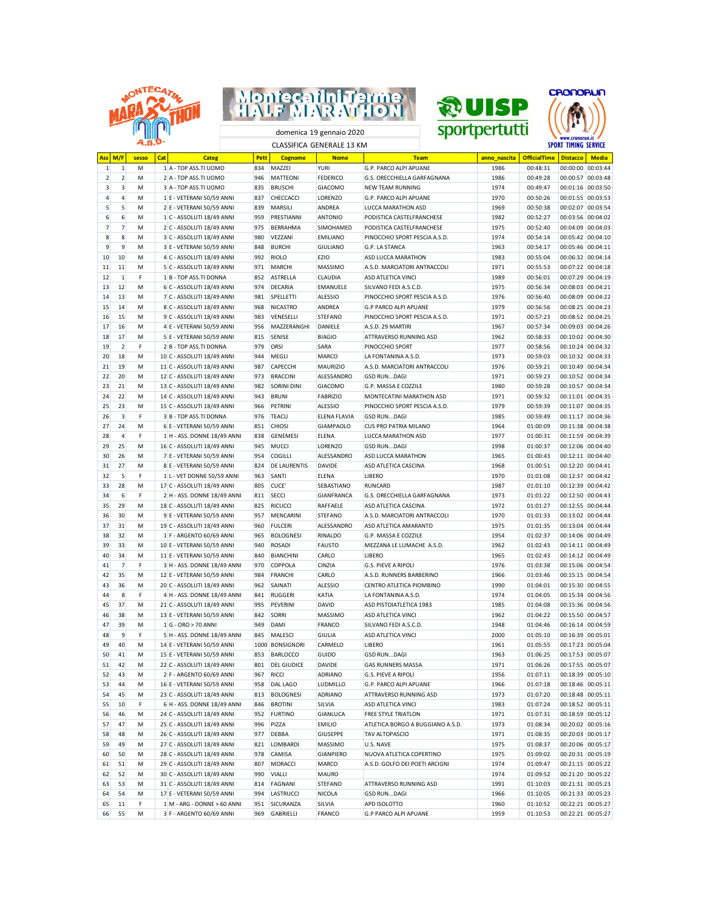domenica 19 gennaio 2020

CLASSIFICA GENERALE 13 KM

| Ass | M/F | sesso | Cat | Categ | Pett | Cognome | Nome | Team | anno_nascita | OfficialTime | Distacco | Media |
|---|---|---|---|---|---|---|---|---|---|---|---|---|
| 1 | 1 | M | 1 | A - TOP ASS.TI UOMO | 834 | MAZZEI | YURI | G.P. PARCO ALPI APUANE | 1986 | 00:48:31 | 00:00:00 | 00:03:44 |
| 2 | 2 | M | 2 | A - TOP ASS.TI UOMO | 946 | MATTEONI | FEDERICO | G.S. ORECCHIELLA GARFAGNANA | 1986 | 00:49:28 | 00:00:57 | 00:03:48 |
| 3 | 3 | M | 3 | A - TOP ASS.TI UOMO | 835 | BRUSCHI | GIACOMO | NEW TEAM RUNNING | 1974 | 00:49:47 | 00:01:16 | 00:03:50 |
| 4 | 4 | M | 1 | E - VETERANI 50/59 ANNI | 837 | CHECCACCI | LORENZO | G.P. PARCO ALPI APUANE | 1970 | 00:50:26 | 00:01:55 | 00:03:53 |
| 5 | 5 | M | 2 | E - VETERANI 50/59 ANNI | 839 | MARSILI | ANDREA | LUCCA MARATHON ASD | 1969 | 00:50:38 | 00:02:07 | 00:03:54 |
| 6 | 6 | M | 1 | C - ASSOLUTI 18/49 ANNI | 959 | PRESTIANNI | ANTONIO | PODISTICA CASTELFRANCHESE | 1982 | 00:52:27 | 00:03:56 | 00:04:02 |
| 7 | 7 | M | 2 | C - ASSOLUTI 18/49 ANNI | 975 | BERRAHMA | SIMOHAMED | PODISTICA CASTELFRANCHESE | 1975 | 00:52:40 | 00:04:09 | 00:04:03 |
| 8 | 8 | M | 3 | C - ASSOLUTI 18/49 ANNI | 980 | VEZZANI | EMILIANO | PINOCCHIO SPORT PESCIA A.S.D. | 1974 | 00:54:14 | 00:05:42 | 00:04:10 |
| 9 | 9 | M | 3 | E - VETERANI 50/59 ANNI | 848 | BURCHI | GIULIANO | G.P. LA STANCA | 1963 | 00:54:17 | 00:05:46 | 00:04:11 |
| 10 | 10 | M | 4 | C - ASSOLUTI 18/49 ANNI | 992 | RIOLO | EZIO | ASD LUCCA MARATHON | 1983 | 00:55:04 | 00:06:32 | 00:04:14 |
| 11 | 11 | M | 5 | C - ASSOLUTI 18/49 ANNI | 971 | MARCHI | MASSIMO | A.S.D. MARCIATORI ANTRACCOLI | 1971 | 00:55:53 | 00:07:22 | 00:04:18 |
| 12 | 1 | F | 1 | B - TOP ASS.TI DONNA | 852 | ASTRELLA | CLAUDIA | ASD ATLETICA VINCI | 1989 | 00:56:01 | 00:07:29 | 00:04:19 |
| 13 | 12 | M | 6 | C - ASSOLUTI 18/49 ANNI | 974 | DECARIA | EMANUELE | SILVANO FEDI A.S.C.D. | 1975 | 00:56:34 | 00:08:03 | 00:04:21 |
| 14 | 13 | M | 7 | C - ASSOLUTI 18/49 ANNI | 981 | SPELLETTI | ALESSIO | PINOCCHIO SPORT PESCIA A.S.D. | 1976 | 00:56:40 | 00:08:09 | 00:04:22 |
| 15 | 14 | M | 8 | C - ASSOLUTI 18/49 ANNI | 968 | NICASTRO | ANDREA | G.P PARCO ALPI APUANE | 1979 | 00:56:56 | 00:08:25 | 00:04:23 |
| 16 | 15 | M | 9 | C - ASSOLUTI 18/49 ANNI | 983 | VENESELLI | STEFANO | PINOCCHIO SPORT PESCIA A.S.D. | 1971 | 00:57:23 | 00:08:52 | 00:04:25 |
| 17 | 16 | M | 4 | E - VETERANI 50/59 ANNI | 956 | MAZZERANGHI | DANIELE | A.S.D. 29 MARTIRI | 1967 | 00:57:34 | 00:09:03 | 00:04:26 |
| 18 | 17 | M | 5 | E - VETERANI 50/59 ANNI | 815 | SENISE | BIAGIO | ATTRAVERSO RUNNING ASD | 1962 | 00:58:33 | 00:10:02 | 00:04:30 |
| 19 | 2 | F | 2 | B - TOP ASS.TI DONNA | 979 | ORSI | SARA | PINOCCHIO SPORT | 1977 | 00:58:56 | 00:10:24 | 00:04:32 |
| 20 | 18 | M | 10 | C - ASSOLUTI 18/49 ANNI | 944 | MEGLI | MARCO | LA FONTANINA A.S.D. | 1973 | 00:59:03 | 00:10:32 | 00:04:33 |
| 21 | 19 | M | 11 | C - ASSOLUTI 18/49 ANNI | 987 | CAPECCHI | MAURIZIO | A.S.D. MARCIATORI ANTRACCOLI | 1976 | 00:59:21 | 00:10:49 | 00:04:34 |
| 22 | 20 | M | 12 | C - ASSOLUTI 18/49 ANNI | 973 | BRACCINI | ALESSANDRO | GSD RUN...DAGI | 1971 | 00:59:23 | 00:10:52 | 00:04:34 |
| 23 | 21 | M | 13 | C - ASSOLUTI 18/49 ANNI | 982 | SORINI DINI | GIACOMO | G.P. MASSA E COZZILE | 1980 | 00:59:28 | 00:10:57 | 00:04:34 |
| 24 | 22 | M | 14 | C - ASSOLUTI 18/49 ANNI | 943 | BRUNI | FABRIZIO | MONTECATINI MARATHON ASD | 1971 | 00:59:32 | 00:11:01 | 00:04:35 |
| 25 | 23 | M | 15 | C - ASSOLUTI 18/49 ANNI | 966 | PETRINI | ALESSIO | PINOCCHIO SPORT PESCIA A.S.D. | 1979 | 00:59:39 | 00:11:07 | 00:04:35 |
| 26 | 3 | F | 3 | B - TOP ASS.TI DONNA | 976 | TEACU | ELENA FLAVIA | GSD RUN...DAGI | 1985 | 00:59:49 | 00:11:17 | 00:04:36 |
| 27 | 24 | M | 6 | E - VETERANI 50/59 ANNI | 851 | CHIOSI | GIAMPAOLO | CUS PRO PATRIA MILANO | 1964 | 01:00:09 | 00:11:38 | 00:04:38 |
| 28 | 4 | F | 1 | H - ASS. DONNE 18/49 ANNI | 838 | GENEMESI | ELENA | LUCCA MARATHON ASD | 1977 | 01:00:31 | 00:11:59 | 00:04:39 |
| 29 | 25 | M | 16 | C - ASSOLUTI 18/49 ANNI | 945 | MUCCI | LORENZO | GSD RUN...DAGI | 1998 | 01:00:37 | 00:12:06 | 00:04:40 |
| 30 | 26 | M | 7 | E - VETERANI 50/59 ANNI | 954 | COGILLI | ALESSANDRO | ASD LUCCA MARATHON | 1965 | 01:00:43 | 00:12:11 | 00:04:40 |
| 31 | 27 | M | 8 | E - VETERANI 50/59 ANNI | 824 | DE LAURENTIS | DAVIDE | ASD ATLETICA CASCINA | 1968 | 01:00:51 | 00:12:20 | 00:04:41 |
| 32 | 5 | F | 1 | L - VET DONNE 50/59 ANNI | 963 | SANTI | ELENA | LIBERO | 1970 | 01:01:08 | 00:12:37 | 00:04:42 |
| 33 | 28 | M | 17 | C - ASSOLUTI 18/49 ANNI | 805 | CUCE' | SEBASTIANO | RUNCARD | 1987 | 01:01:10 | 00:12:39 | 00:04:42 |
| 34 | 6 | F | 2 | H - ASS. DONNE 18/49 ANNI | 811 | SECCI | GIANFRANCA | G.S. ORECCHIELLA GARFAGNANA | 1973 | 01:01:22 | 00:12:50 | 00:04:43 |
| 35 | 29 | M | 18 | C - ASSOLUTI 18/49 ANNI | 825 | RICUCCI | RAFFAELE | ASD ATLETICA CASCINA | 1972 | 01:01:27 | 00:12:55 | 00:04:44 |
| 36 | 30 | M | 9 | E - VETERANI 50/59 ANNI | 957 | MENCARINI | STEFANO | A.S.D. MARCIATORI ANTRACCOLI | 1970 | 01:01:33 | 00:13:02 | 00:04:44 |
| 37 | 31 | M | 19 | C - ASSOLUTI 18/49 ANNI | 960 | FULCERI | ALESSANDRO | ASD ATLETICA AMARANTO | 1975 | 01:01:35 | 00:13:04 | 00:04:44 |
| 38 | 32 | M | 1 | F - ARGENTO 60/69 ANNI | 965 | BOLOGNESI | RINALDO | G.P. MASSA E COZZILE | 1954 | 01:02:37 | 00:14:06 | 00:04:49 |
| 39 | 33 | M | 10 | E - VETERANI 50/59 ANNI | 940 | ROSADI | FAUSTO | MEZZANA LE LUMACHE A.S.D. | 1962 | 01:02:43 | 00:14:11 | 00:04:49 |
| 40 | 34 | M | 11 | E - VETERANI 50/59 ANNI | 840 | BIANCHINI | CARLO | LIBERO | 1965 | 01:02:43 | 00:14:12 | 00:04:49 |
| 41 | 7 | F | 3 | H - ASS. DONNE 18/49 ANNI | 970 | COPPOLA | CINZIA | G.S. PIEVE A RIPOLI | 1976 | 01:03:38 | 00:15:06 | 00:04:54 |
| 42 | 35 | M | 12 | E - VETERANI 50/59 ANNI | 984 | FRANCHI | CARLO | A.S.D. RUNNERS BARBERINO | 1966 | 01:03:46 | 00:15:15 | 00:04:54 |
| 43 | 36 | M | 20 | C - ASSOLUTI 18/49 ANNI | 962 | SAINATI | ALESSIO | CENTRO ATLETICA PIOMBINO | 1990 | 01:04:01 | 00:15:30 | 00:04:55 |
| 44 | 8 | F | 4 | H - ASS. DONNE 18/49 ANNI | 841 | RUGGERI | KATIA | LA FONTANINA A.S.D. | 1974 | 01:04:05 | 00:15:34 | 00:04:56 |
| 45 | 37 | M | 21 | C - ASSOLUTI 18/49 ANNI | 995 | PEVERINI | DAVID | ASD PISTOIATLETICA 1983 | 1985 | 01:04:08 | 00:15:36 | 00:04:56 |
| 46 | 38 | M | 13 | E - VETERANI 50/59 ANNI | 842 | SORRI | MASSIMO | ASD ATLETICA VINCI | 1962 | 01:04:22 | 00:15:50 | 00:04:57 |
| 47 | 39 | M | 1 | G - ORO > 70 ANNI | 949 | DAMI | FRANCO | SILVANO FEDI A.S.C.D. | 1948 | 01:04:46 | 00:16:14 | 00:04:59 |
| 48 | 9 | F | 5 | H - ASS. DONNE 18/49 ANNI | 845 | MALESCI | GIULIA | ASD ATLETICA VINCI | 2000 | 01:05:10 | 00:16:39 | 00:05:01 |
| 49 | 40 | M | 14 | E - VETERANI 50/59 ANNI | 1000 | BONSIGNORI | CARMELO | LIBERO | 1961 | 01:05:55 | 00:17:23 | 00:05:04 |
| 50 | 41 | M | 15 | E - VETERANI 50/59 ANNI | 853 | BARLOCCO | GUIDO | GSD RUN...DAGI | 1963 | 01:06:25 | 00:17:53 | 00:05:07 |
| 51 | 42 | M | 22 | C - ASSOLUTI 18/49 ANNI | 801 | DEL GIUDICE | DAVIDE | GAS RUNNERS MASSA | 1971 | 01:06:26 | 00:17:55 | 00:05:07 |
| 52 | 43 | M | 2 | F - ARGENTO 60/69 ANNI | 967 | RICCI | ADRIANO | G.S. PIEVE A RIPOLI | 1956 | 01:07:11 | 00:18:39 | 00:05:10 |
| 53 | 44 | M | 16 | E - VETERANI 50/59 ANNI | 958 | DAL LAGO | LUDMILLO | G.P. PARCO ALPI APUANE | 1966 | 01:07:18 | 00:18:46 | 00:05:11 |
| 54 | 45 | M | 23 | C - ASSOLUTI 18/49 ANNI | 813 | BOLOGNESI | ADRIANO | ATTRAVERSO RUNNING ASD | 1973 | 01:07:20 | 00:18:48 | 00:05:11 |
| 55 | 10 | F | 6 | H - ASS. DONNE 18/49 ANNI | 846 | BROTINI | SILVIA | ASD ATLETICA VINCI | 1983 | 01:07:24 | 00:18:52 | 00:05:11 |
| 56 | 46 | M | 24 | C - ASSOLUTI 18/49 ANNI | 952 | FURTINO | GIANLUCA | FREE STYLE TRIATLON | 1971 | 01:07:31 | 00:18:59 | 00:05:12 |
| 57 | 47 | M | 25 | C - ASSOLUTI 18/49 ANNI | 996 | PIZZA | EMILIO | ATLETICA BORGO A BUGGIANO A.S.D. | 1973 | 01:08:34 | 00:20:02 | 00:05:16 |
| 58 | 48 | M | 26 | C - ASSOLUTI 18/49 ANNI | 977 | DEBBA | GIUSEPPE | TAV ALTOPASCIO | 1971 | 01:08:35 | 00:20:03 | 00:05:17 |
| 59 | 49 | M | 27 | C - ASSOLUTI 18/49 ANNI | 821 | LOMBARDI | MASSIMO | U.S. NAVE | 1975 | 01:08:37 | 00:20:06 | 00:05:17 |
| 60 | 50 | M | 28 | C - ASSOLUTI 18/49 ANNI | 978 | CAMISA | GIANPIERO | NUOVA ATLETICA COPERTINO | 1975 | 01:09:02 | 00:20:31 | 00:05:19 |
| 61 | 51 | M | 29 | C - ASSOLUTI 18/49 ANNI | 807 | MORACCI | MARCO | A.S.D. GOLFO DEI POETI ARCIGNI | 1974 | 01:09:47 | 00:21:15 | 00:05:22 |
| 62 | 52 | M | 30 | C - ASSOLUTI 18/49 ANNI | 990 | VIALLI | MAURO |  | 1974 | 01:09:52 | 00:21:20 | 00:05:22 |
| 63 | 53 | M | 31 | C - ASSOLUTI 18/49 ANNI | 814 | FAGNANI | STEFANO | ATTRAVERSO RUNNING ASD | 1991 | 01:10:03 | 00:21:31 | 00:05:23 |
| 64 | 54 | M | 17 | E - VETERANI 50/59 ANNI | 994 | LASTRUCCI | NICOLA | GSD RUN...DAGI | 1966 | 01:10:05 | 00:21:33 | 00:05:23 |
| 65 | 11 | F | 1 | M - ARG - DONNE > 60 ANNI | 951 | SICURANZA | SILVIA | APD ISOLOTTO | 1960 | 01:10:52 | 00:22:21 | 00:05:27 |
| 66 | 55 | M | 3 | F - ARGENTO 60/69 ANNI | 969 | GABRIELLI | FRANCO | G.P PARCO ALPI APUANE | 1959 | 01:10:53 | 00:22:21 | 00:05:27 |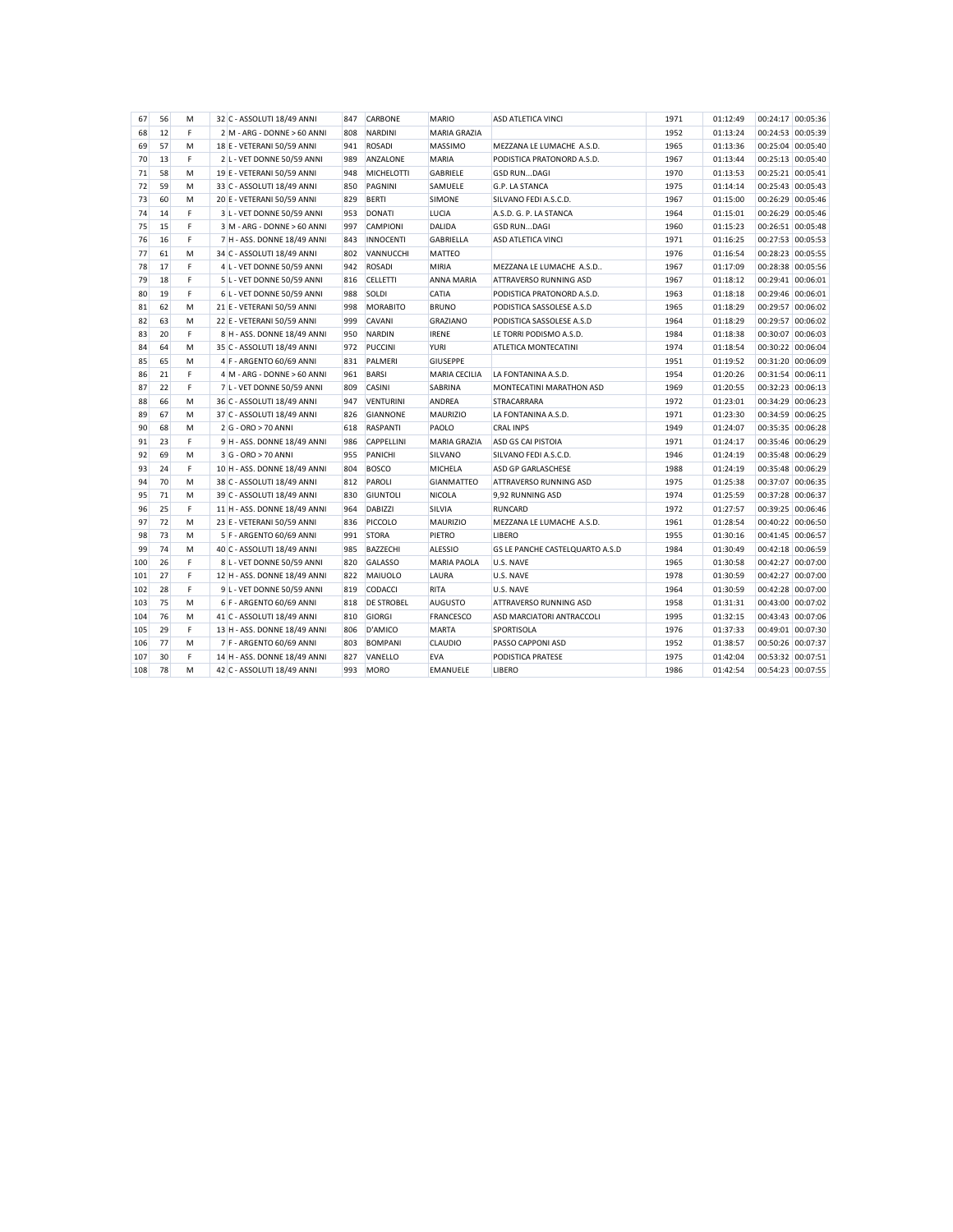| | | | | | | | | | | | | |
|---|---|---|---|---|---|---|---|---|---|---|---|---|
| 67 | 56 | M | 32 | C - ASSOLUTI 18/49 ANNI | 847 | CARBONE | MARIO | ASD ATLETICA VINCI | 1971 | 01:12:49 | 00:24:17 | 00:05:36 |
| 68 | 12 | F | 2 | M - ARG - DONNE > 60 ANNI | 808 | NARDINI | MARIA GRAZIA | | 1952 | 01:13:24 | 00:24:53 | 00:05:39 |
| 69 | 57 | M | 18 | E - VETERANI 50/59 ANNI | 941 | ROSADI | MASSIMO | MEZZANA LE LUMACHE A.S.D. | 1965 | 01:13:36 | 00:25:04 | 00:05:40 |
| 70 | 13 | F | 2 | L - VET DONNE 50/59 ANNI | 989 | ANZALONE | MARIA | PODISTICA PRATONORD A.S.D. | 1967 | 01:13:44 | 00:25:13 | 00:05:40 |
| 71 | 58 | M | 19 | E - VETERANI 50/59 ANNI | 948 | MICHELOTTI | GABRIELE | GSD RUN...DAGI | 1970 | 01:13:53 | 00:25:21 | 00:05:41 |
| 72 | 59 | M | 33 | C - ASSOLUTI 18/49 ANNI | 850 | PAGNINI | SAMUELE | G.P. LA STANCA | 1975 | 01:14:14 | 00:25:43 | 00:05:43 |
| 73 | 60 | M | 20 | E - VETERANI 50/59 ANNI | 829 | BERTI | SIMONE | SILVANO FEDI A.S.C.D. | 1967 | 01:15:00 | 00:26:29 | 00:05:46 |
| 74 | 14 | F | 3 | L - VET DONNE 50/59 ANNI | 953 | DONATI | LUCIA | A.S.D. G. P. LA STANCA | 1964 | 01:15:01 | 00:26:29 | 00:05:46 |
| 75 | 15 | F | 3 | M - ARG - DONNE > 60 ANNI | 997 | CAMPIONI | DALIDA | GSD RUN...DAGI | 1960 | 01:15:23 | 00:26:51 | 00:05:48 |
| 76 | 16 | F | 7 | H - ASS. DONNE 18/49 ANNI | 843 | INNOCENTI | GABRIELLA | ASD ATLETICA VINCI | 1971 | 01:16:25 | 00:27:53 | 00:05:53 |
| 77 | 61 | M | 34 | C - ASSOLUTI 18/49 ANNI | 802 | VANNUCCHI | MATTEO | | 1976 | 01:16:54 | 00:28:23 | 00:05:55 |
| 78 | 17 | F | 4 | L - VET DONNE 50/59 ANNI | 942 | ROSADI | MIRIA | MEZZANA LE LUMACHE A.S.D.. | 1967 | 01:17:09 | 00:28:38 | 00:05:56 |
| 79 | 18 | F | 5 | L - VET DONNE 50/59 ANNI | 816 | CELLETTI | ANNA MARIA | ATTRAVERSO RUNNING ASD | 1967 | 01:18:12 | 00:29:41 | 00:06:01 |
| 80 | 19 | F | 6 | L - VET DONNE 50/59 ANNI | 988 | SOLDI | CATIA | PODISTICA PRATONORD A.S.D. | 1963 | 01:18:18 | 00:29:46 | 00:06:01 |
| 81 | 62 | M | 21 | E - VETERANI 50/59 ANNI | 998 | MORABITO | BRUNO | PODISTICA SASSOLESE A.S.D | 1965 | 01:18:29 | 00:29:57 | 00:06:02 |
| 82 | 63 | M | 22 | E - VETERANI 50/59 ANNI | 999 | CAVANI | GRAZIANO | PODISTICA SASSOLESE A.S.D | 1964 | 01:18:29 | 00:29:57 | 00:06:02 |
| 83 | 20 | F | 8 | H - ASS. DONNE 18/49 ANNI | 950 | NARDIN | IRENE | LE TORRI PODISMO A.S.D. | 1984 | 01:18:38 | 00:30:07 | 00:06:03 |
| 84 | 64 | M | 35 | C - ASSOLUTI 18/49 ANNI | 972 | PUCCINI | YURI | ATLETICA MONTECATINI | 1974 | 01:18:54 | 00:30:22 | 00:06:04 |
| 85 | 65 | M | 4 | F - ARGENTO 60/69 ANNI | 831 | PALMERI | GIUSEPPE | | 1951 | 01:19:52 | 00:31:20 | 00:06:09 |
| 86 | 21 | F | 4 | M - ARG - DONNE > 60 ANNI | 961 | BARSI | MARIA CECILIA | LA FONTANINA A.S.D. | 1954 | 01:20:26 | 00:31:54 | 00:06:11 |
| 87 | 22 | F | 7 | L - VET DONNE 50/59 ANNI | 809 | CASINI | SABRINA | MONTECATINI MARATHON ASD | 1969 | 01:20:55 | 00:32:23 | 00:06:13 |
| 88 | 66 | M | 36 | C - ASSOLUTI 18/49 ANNI | 947 | VENTURINI | ANDREA | STRACARRARA | 1972 | 01:23:01 | 00:34:29 | 00:06:23 |
| 89 | 67 | M | 37 | C - ASSOLUTI 18/49 ANNI | 826 | GIANNONE | MAURIZIO | LA FONTANINA A.S.D. | 1971 | 01:23:30 | 00:34:59 | 00:06:25 |
| 90 | 68 | M | 2 | G - ORO > 70 ANNI | 618 | RASPANTI | PAOLO | CRAL INPS | 1949 | 01:24:07 | 00:35:35 | 00:06:28 |
| 91 | 23 | F | 9 | H - ASS. DONNE 18/49 ANNI | 986 | CAPPELLINI | MARIA GRAZIA | ASD GS CAI PISTOIA | 1971 | 01:24:17 | 00:35:46 | 00:06:29 |
| 92 | 69 | M | 3 | G - ORO > 70 ANNI | 955 | PANICHI | SILVANO | SILVANO FEDI A.S.C.D. | 1946 | 01:24:19 | 00:35:48 | 00:06:29 |
| 93 | 24 | F | 10 | H - ASS. DONNE 18/49 ANNI | 804 | BOSCO | MICHELA | ASD GP GARLASCHESE | 1988 | 01:24:19 | 00:35:48 | 00:06:29 |
| 94 | 70 | M | 38 | C - ASSOLUTI 18/49 ANNI | 812 | PAROLI | GIANMATTEO | ATTRAVERSO RUNNING ASD | 1975 | 01:25:38 | 00:37:07 | 00:06:35 |
| 95 | 71 | M | 39 | C - ASSOLUTI 18/49 ANNI | 830 | GIUNTOLI | NICOLA | 9,92 RUNNING ASD | 1974 | 01:25:59 | 00:37:28 | 00:06:37 |
| 96 | 25 | F | 11 | H - ASS. DONNE 18/49 ANNI | 964 | DABIZZI | SILVIA | RUNCARD | 1972 | 01:27:57 | 00:39:25 | 00:06:46 |
| 97 | 72 | M | 23 | E - VETERANI 50/59 ANNI | 836 | PICCOLO | MAURIZIO | MEZZANA LE LUMACHE A.S.D. | 1961 | 01:28:54 | 00:40:22 | 00:06:50 |
| 98 | 73 | M | 5 | F - ARGENTO 60/69 ANNI | 991 | STORA | PIETRO | LIBERO | 1955 | 01:30:16 | 00:41:45 | 00:06:57 |
| 99 | 74 | M | 40 | C - ASSOLUTI 18/49 ANNI | 985 | BAZZECHI | ALESSIO | GS LE PANCHE CASTELQUARTO A.S.D | 1984 | 01:30:49 | 00:42:18 | 00:06:59 |
| 100 | 26 | F | 8 | L - VET DONNE 50/59 ANNI | 820 | GALASSO | MARIA PAOLA | U.S. NAVE | 1965 | 01:30:58 | 00:42:27 | 00:07:00 |
| 101 | 27 | F | 12 | H - ASS. DONNE 18/49 ANNI | 822 | MAIUOLO | LAURA | U.S. NAVE | 1978 | 01:30:59 | 00:42:27 | 00:07:00 |
| 102 | 28 | F | 9 | L - VET DONNE 50/59 ANNI | 819 | CODACCI | RITA | U.S. NAVE | 1964 | 01:30:59 | 00:42:28 | 00:07:00 |
| 103 | 75 | M | 6 | F - ARGENTO 60/69 ANNI | 818 | DE STROBEL | AUGUSTO | ATTRAVERSO RUNNING ASD | 1958 | 01:31:31 | 00:43:00 | 00:07:02 |
| 104 | 76 | M | 41 | C - ASSOLUTI 18/49 ANNI | 810 | GIORGI | FRANCESCO | ASD MARCIATORI ANTRACCOLI | 1995 | 01:32:15 | 00:43:43 | 00:07:06 |
| 105 | 29 | F | 13 | H - ASS. DONNE 18/49 ANNI | 806 | D'AMICO | MARTA | SPORTISOLA | 1976 | 01:37:33 | 00:49:01 | 00:07:30 |
| 106 | 77 | M | 7 | F - ARGENTO 60/69 ANNI | 803 | BOMPANI | CLAUDIO | PASSO CAPPONI ASD | 1952 | 01:38:57 | 00:50:26 | 00:07:37 |
| 107 | 30 | F | 14 | H - ASS. DONNE 18/49 ANNI | 827 | VANELLO | EVA | PODISTICA PRATESE | 1975 | 01:42:04 | 00:53:32 | 00:07:51 |
| 108 | 78 | M | 42 | C - ASSOLUTI 18/49 ANNI | 993 | MORO | EMANUELE | LIBERO | 1986 | 01:42:54 | 00:54:23 | 00:07:55 |